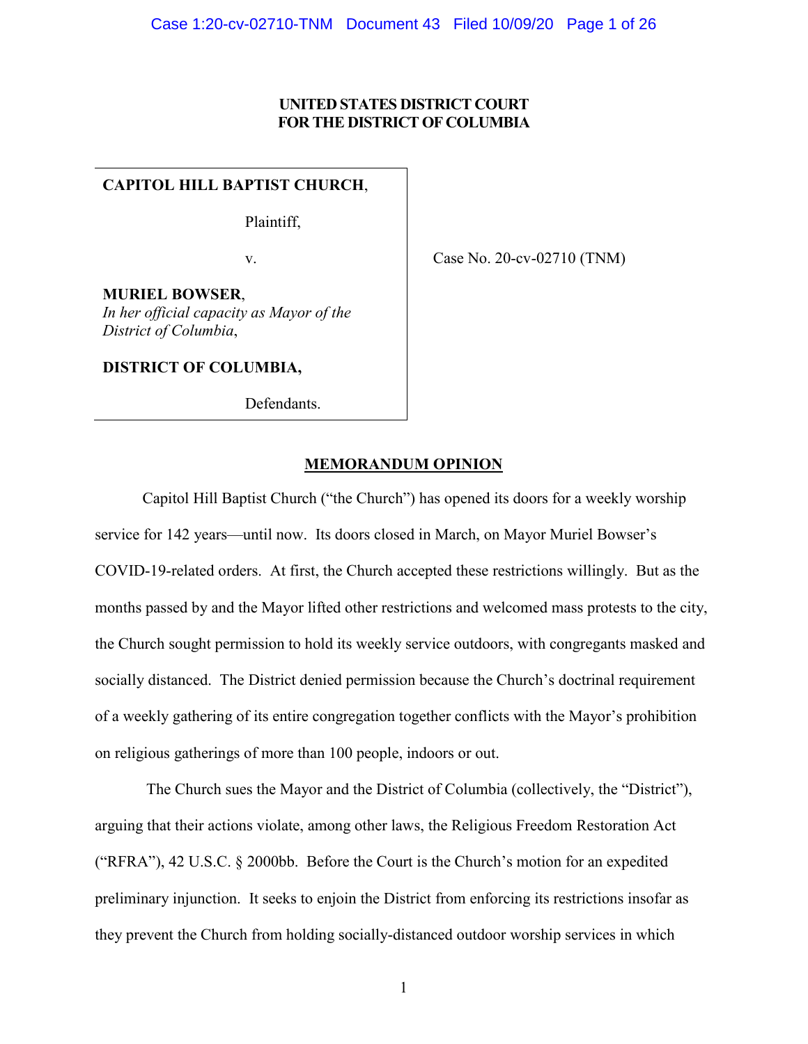**UNITED STATES DISTRICT COURT**
**FOR THE DISTRICT OF COLUMBIA**

| | |
|---|---|
| **CAPITOL HILL BAPTIST CHURCH**,<br><br>Plaintiff,<br><br>v.<br><br>**MURIEL BOWSER**,<br>*In her official capacity as Mayor of the District of Columbia*,<br><br>**DISTRICT OF COLUMBIA,**<br><br>Defendants. | Case No. 20-cv-02710 (TNM) |

## MEMORANDUM OPINION

Capitol Hill Baptist Church ("the Church") has opened its doors for a weekly worship service for 142 years—until now. Its doors closed in March, on Mayor Muriel Bowser's COVID-19-related orders. At first, the Church accepted these restrictions willingly. But as the months passed by and the Mayor lifted other restrictions and welcomed mass protests to the city, the Church sought permission to hold its weekly service outdoors, with congregants masked and socially distanced. The District denied permission because the Church's doctrinal requirement of a weekly gathering of its entire congregation together conflicts with the Mayor's prohibition on religious gatherings of more than 100 people, indoors or out.

The Church sues the Mayor and the District of Columbia (collectively, the "District"), arguing that their actions violate, among other laws, the Religious Freedom Restoration Act ("RFRA"), 42 U.S.C. § 2000bb. Before the Court is the Church's motion for an expedited preliminary injunction. It seeks to enjoin the District from enforcing its restrictions insofar as they prevent the Church from holding socially-distanced outdoor worship services in which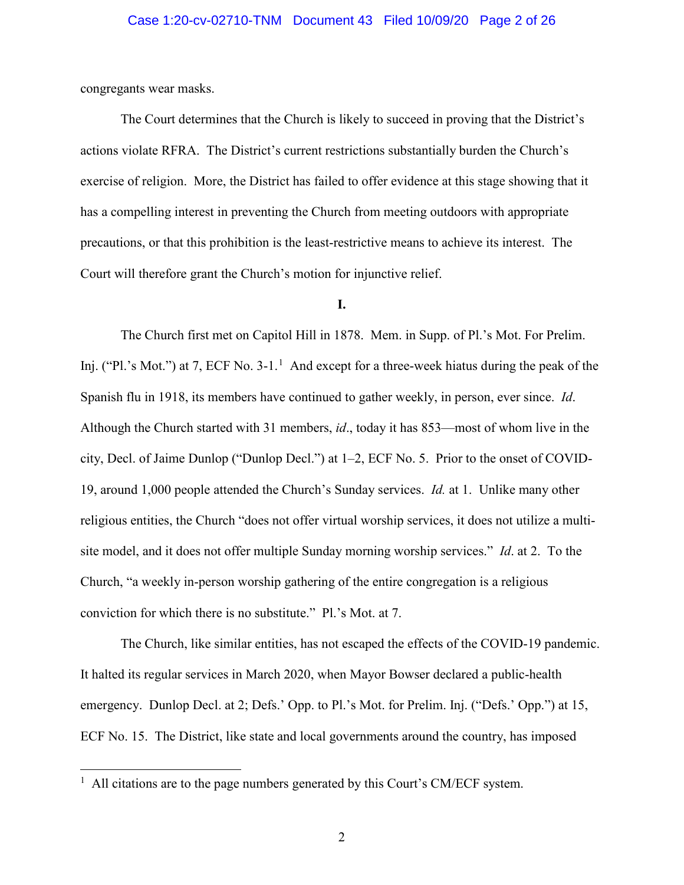congregants wear masks.

The Court determines that the Church is likely to succeed in proving that the District's actions violate RFRA. The District's current restrictions substantially burden the Church's exercise of religion. More, the District has failed to offer evidence at this stage showing that it has a compelling interest in preventing the Church from meeting outdoors with appropriate precautions, or that this prohibition is the least-restrictive means to achieve its interest. The Court will therefore grant the Church's motion for injunctive relief.

**I.**

The Church first met on Capitol Hill in 1878. Mem. in Supp. of Pl.'s Mot. For Prelim. Inj. ("Pl.'s Mot.") at 7, ECF No. 3-1.[1] And except for a three-week hiatus during the peak of the Spanish flu in 1918, its members have continued to gather weekly, in person, ever since. *Id*. Although the Church started with 31 members, *id*., today it has 853—most of whom live in the city, Decl. of Jaime Dunlop ("Dunlop Decl.") at 1–2, ECF No. 5. Prior to the onset of COVID-19, around 1,000 people attended the Church's Sunday services. *Id.* at 1. Unlike many other religious entities, the Church "does not offer virtual worship services, it does not utilize a multi-site model, and it does not offer multiple Sunday morning worship services." *Id*. at 2. To the Church, "a weekly in-person worship gathering of the entire congregation is a religious conviction for which there is no substitute." Pl.'s Mot. at 7.

The Church, like similar entities, has not escaped the effects of the COVID-19 pandemic. It halted its regular services in March 2020, when Mayor Bowser declared a public-health emergency. Dunlop Decl. at 2; Defs.' Opp. to Pl.'s Mot. for Prelim. Inj. ("Defs.' Opp.") at 15, ECF No. 15. The District, like state and local governments around the country, has imposed

[1] All citations are to the page numbers generated by this Court's CM/ECF system.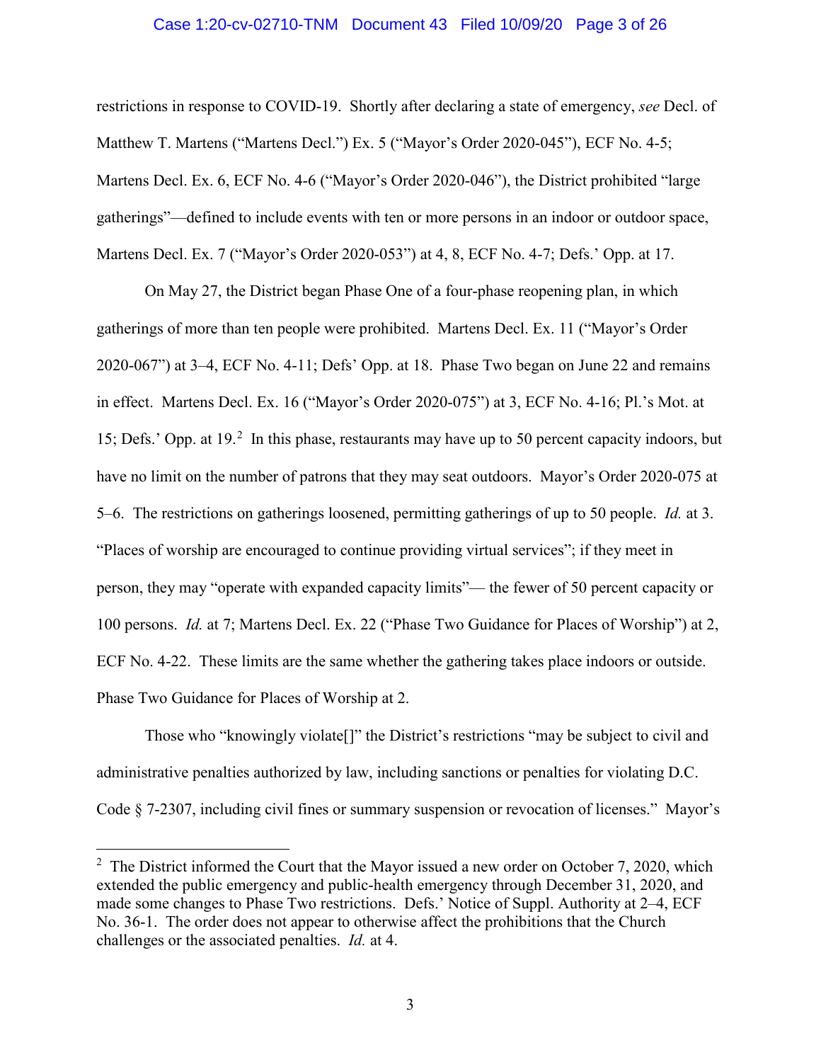restrictions in response to COVID-19. Shortly after declaring a state of emergency, *see* Decl. of Matthew T. Martens ("Martens Decl.") Ex. 5 ("Mayor's Order 2020-045"), ECF No. 4-5; Martens Decl. Ex. 6, ECF No. 4-6 ("Mayor's Order 2020-046"), the District prohibited "large gatherings"—defined to include events with ten or more persons in an indoor or outdoor space, Martens Decl. Ex. 7 ("Mayor's Order 2020-053") at 4, 8, ECF No. 4-7; Defs.' Opp. at 17.

On May 27, the District began Phase One of a four-phase reopening plan, in which gatherings of more than ten people were prohibited. Martens Decl. Ex. 11 ("Mayor's Order 2020-067") at 3–4, ECF No. 4-11; Defs' Opp. at 18. Phase Two began on June 22 and remains in effect. Martens Decl. Ex. 16 ("Mayor's Order 2020-075") at 3, ECF No. 4-16; Pl.'s Mot. at 15; Defs.' Opp. at 19.[2] In this phase, restaurants may have up to 50 percent capacity indoors, but have no limit on the number of patrons that they may seat outdoors. Mayor's Order 2020-075 at 5–6. The restrictions on gatherings loosened, permitting gatherings of up to 50 people. *Id.* at 3. "Places of worship are encouraged to continue providing virtual services"; if they meet in person, they may "operate with expanded capacity limits"— the fewer of 50 percent capacity or 100 persons. *Id.* at 7; Martens Decl. Ex. 22 ("Phase Two Guidance for Places of Worship") at 2, ECF No. 4-22. These limits are the same whether the gathering takes place indoors or outside. Phase Two Guidance for Places of Worship at 2.

Those who "knowingly violate[]" the District's restrictions "may be subject to civil and administrative penalties authorized by law, including sanctions or penalties for violating D.C. Code § 7-2307, including civil fines or summary suspension or revocation of licenses." Mayor's

---

[2] The District informed the Court that the Mayor issued a new order on October 7, 2020, which extended the public emergency and public-health emergency through December 31, 2020, and made some changes to Phase Two restrictions. Defs.' Notice of Suppl. Authority at 2–4, ECF No. 36-1. The order does not appear to otherwise affect the prohibitions that the Church challenges or the associated penalties. *Id.* at 4.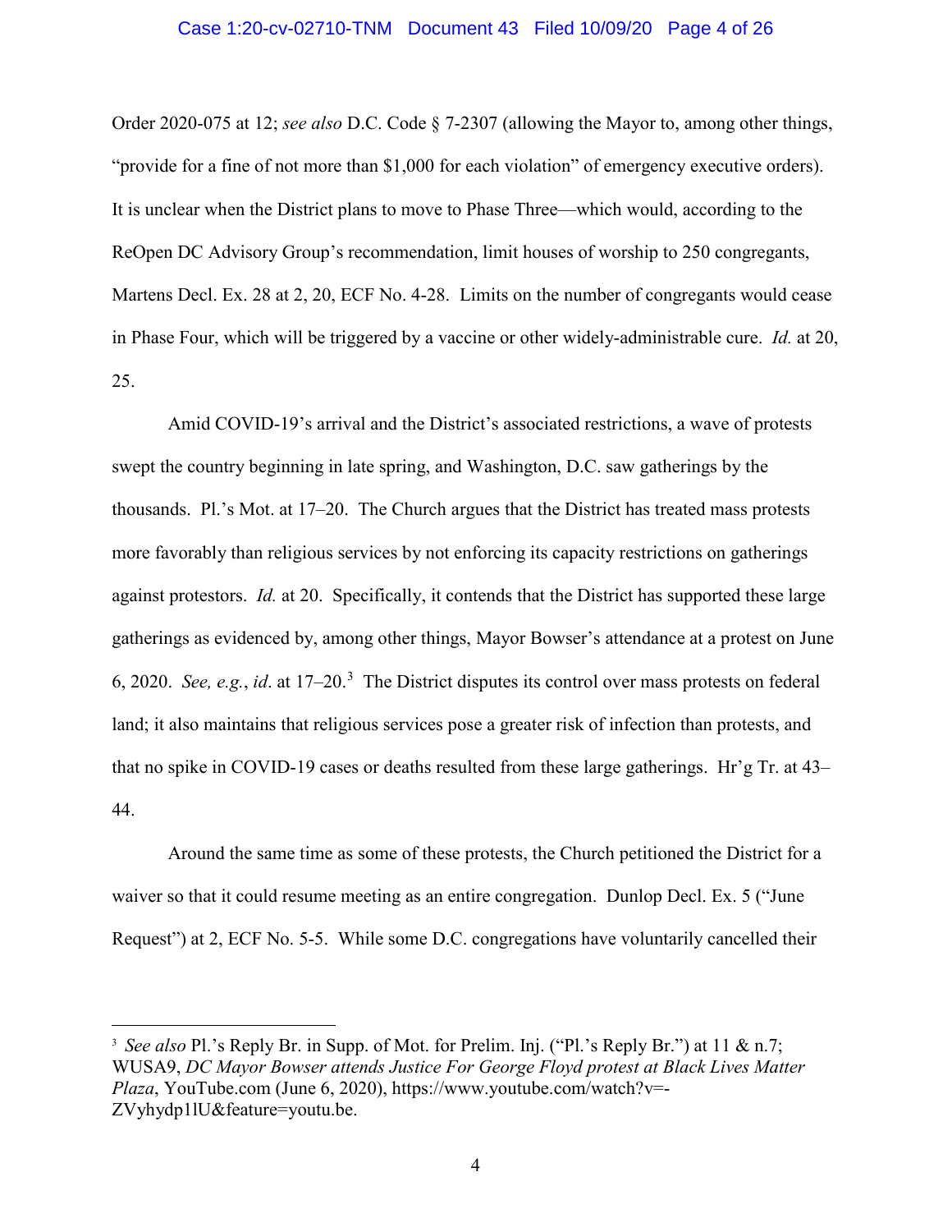Order 2020-075 at 12; *see also* D.C. Code § 7-2307 (allowing the Mayor to, among other things, "provide for a fine of not more than $1,000 for each violation" of emergency executive orders). It is unclear when the District plans to move to Phase Three—which would, according to the ReOpen DC Advisory Group's recommendation, limit houses of worship to 250 congregants, Martens Decl. Ex. 28 at 2, 20, ECF No. 4-28. Limits on the number of congregants would cease in Phase Four, which will be triggered by a vaccine or other widely-administrable cure. *Id.* at 20, 25.

Amid COVID-19's arrival and the District's associated restrictions, a wave of protests swept the country beginning in late spring, and Washington, D.C. saw gatherings by the thousands. Pl.'s Mot. at 17–20. The Church argues that the District has treated mass protests more favorably than religious services by not enforcing its capacity restrictions on gatherings against protestors. *Id.* at 20. Specifically, it contends that the District has supported these large gatherings as evidenced by, among other things, Mayor Bowser's attendance at a protest on June 6, 2020. *See, e.g.*, *id*. at 17–20.[3] The District disputes its control over mass protests on federal land; it also maintains that religious services pose a greater risk of infection than protests, and that no spike in COVID-19 cases or deaths resulted from these large gatherings. Hr'g Tr. at 43–44.

Around the same time as some of these protests, the Church petitioned the District for a waiver so that it could resume meeting as an entire congregation. Dunlop Decl. Ex. 5 ("June Request") at 2, ECF No. 5-5. While some D.C. congregations have voluntarily cancelled their

---

[3] *See also* Pl.'s Reply Br. in Supp. of Mot. for Prelim. Inj. ("Pl.'s Reply Br.") at 11 & n.7; WUSA9, *DC Mayor Bowser attends Justice For George Floyd protest at Black Lives Matter Plaza*, YouTube.com (June 6, 2020), https://www.youtube.com/watch?v=-ZVyhydp1lU&feature=youtu.be.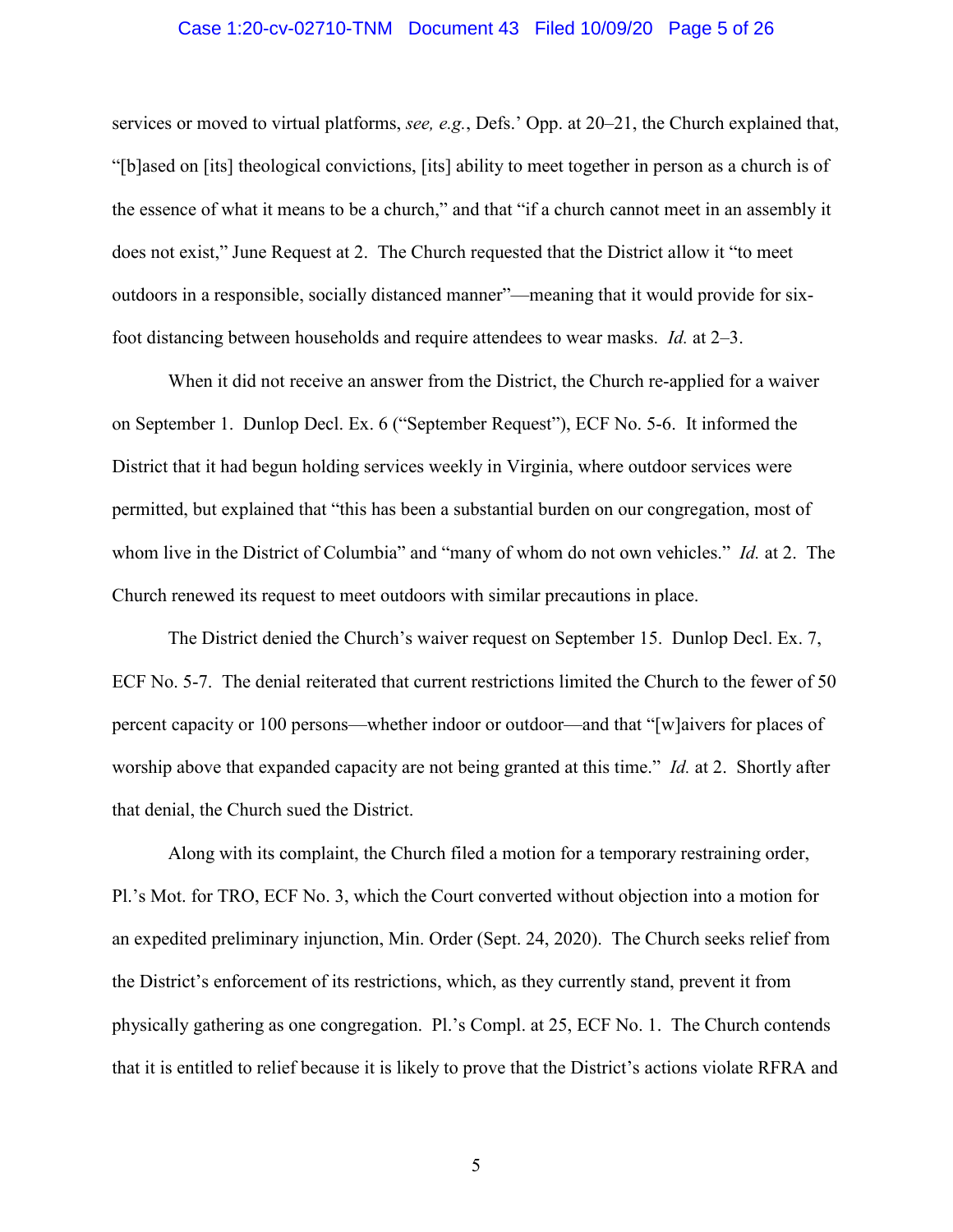services or moved to virtual platforms, *see, e.g.*, Defs.' Opp. at 20–21, the Church explained that, "[b]ased on [its] theological convictions, [its] ability to meet together in person as a church is of the essence of what it means to be a church," and that "if a church cannot meet in an assembly it does not exist," June Request at 2. The Church requested that the District allow it "to meet outdoors in a responsible, socially distanced manner"—meaning that it would provide for six-foot distancing between households and require attendees to wear masks. *Id.* at 2–3.

When it did not receive an answer from the District, the Church re-applied for a waiver on September 1. Dunlop Decl. Ex. 6 ("September Request"), ECF No. 5-6. It informed the District that it had begun holding services weekly in Virginia, where outdoor services were permitted, but explained that "this has been a substantial burden on our congregation, most of whom live in the District of Columbia" and "many of whom do not own vehicles." *Id.* at 2. The Church renewed its request to meet outdoors with similar precautions in place.

The District denied the Church's waiver request on September 15. Dunlop Decl. Ex. 7, ECF No. 5-7. The denial reiterated that current restrictions limited the Church to the fewer of 50 percent capacity or 100 persons—whether indoor or outdoor—and that "[w]aivers for places of worship above that expanded capacity are not being granted at this time." *Id.* at 2. Shortly after that denial, the Church sued the District.

Along with its complaint, the Church filed a motion for a temporary restraining order, Pl.'s Mot. for TRO, ECF No. 3, which the Court converted without objection into a motion for an expedited preliminary injunction, Min. Order (Sept. 24, 2020). The Church seeks relief from the District's enforcement of its restrictions, which, as they currently stand, prevent it from physically gathering as one congregation. Pl.'s Compl. at 25, ECF No. 1. The Church contends that it is entitled to relief because it is likely to prove that the District's actions violate RFRA and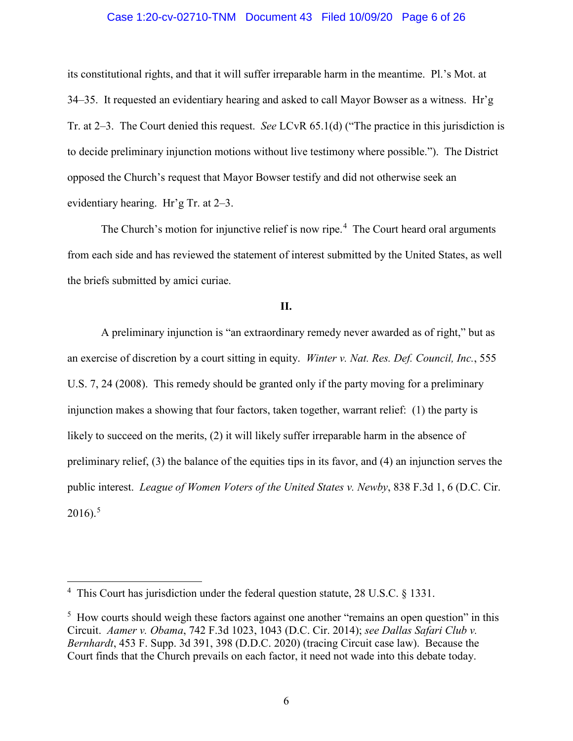its constitutional rights, and that it will suffer irreparable harm in the meantime. Pl.'s Mot. at 34–35. It requested an evidentiary hearing and asked to call Mayor Bowser as a witness. Hr'g Tr. at 2–3. The Court denied this request. *See* LCvR 65.1(d) ("The practice in this jurisdiction is to decide preliminary injunction motions without live testimony where possible."). The District opposed the Church's request that Mayor Bowser testify and did not otherwise seek an evidentiary hearing. Hr'g Tr. at 2–3.

The Church's motion for injunctive relief is now ripe.[4] The Court heard oral arguments from each side and has reviewed the statement of interest submitted by the United States, as well the briefs submitted by amici curiae.

**II.**

A preliminary injunction is "an extraordinary remedy never awarded as of right," but as an exercise of discretion by a court sitting in equity. *Winter v. Nat. Res. Def. Council, Inc.*, 555 U.S. 7, 24 (2008). This remedy should be granted only if the party moving for a preliminary injunction makes a showing that four factors, taken together, warrant relief: (1) the party is likely to succeed on the merits, (2) it will likely suffer irreparable harm in the absence of preliminary relief, (3) the balance of the equities tips in its favor, and (4) an injunction serves the public interest. *League of Women Voters of the United States v. Newby*, 838 F.3d 1, 6 (D.C. Cir. 2016).[5]

---

[4] This Court has jurisdiction under the federal question statute, 28 U.S.C. § 1331.

[5] How courts should weigh these factors against one another "remains an open question" in this Circuit. *Aamer v. Obama*, 742 F.3d 1023, 1043 (D.C. Cir. 2014); *see Dallas Safari Club v. Bernhardt*, 453 F. Supp. 3d 391, 398 (D.D.C. 2020) (tracing Circuit case law). Because the Court finds that the Church prevails on each factor, it need not wade into this debate today.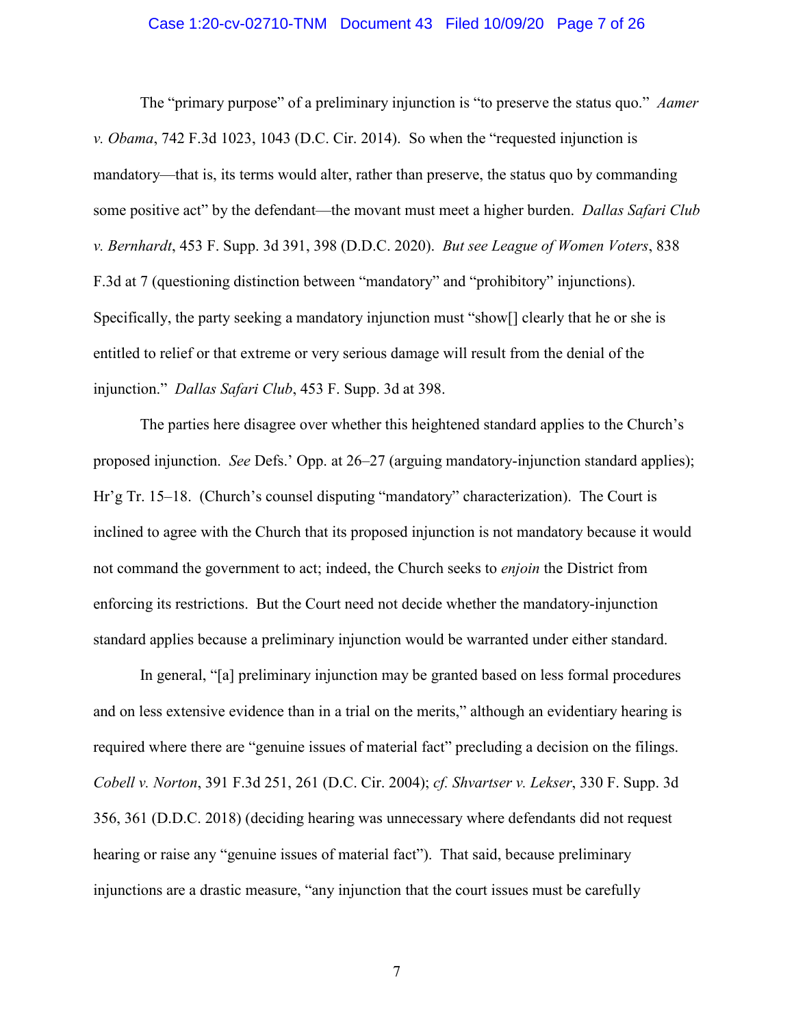The "primary purpose" of a preliminary injunction is "to preserve the status quo." *Aamer v. Obama*, 742 F.3d 1023, 1043 (D.C. Cir. 2014). So when the "requested injunction is mandatory—that is, its terms would alter, rather than preserve, the status quo by commanding some positive act" by the defendant—the movant must meet a higher burden. *Dallas Safari Club v. Bernhardt*, 453 F. Supp. 3d 391, 398 (D.D.C. 2020). *But see League of Women Voters*, 838 F.3d at 7 (questioning distinction between "mandatory" and "prohibitory" injunctions). Specifically, the party seeking a mandatory injunction must "show[] clearly that he or she is entitled to relief or that extreme or very serious damage will result from the denial of the injunction." *Dallas Safari Club*, 453 F. Supp. 3d at 398.

The parties here disagree over whether this heightened standard applies to the Church's proposed injunction. *See* Defs.' Opp. at 26–27 (arguing mandatory-injunction standard applies); Hr'g Tr. 15–18. (Church's counsel disputing "mandatory" characterization). The Court is inclined to agree with the Church that its proposed injunction is not mandatory because it would not command the government to act; indeed, the Church seeks to *enjoin* the District from enforcing its restrictions. But the Court need not decide whether the mandatory-injunction standard applies because a preliminary injunction would be warranted under either standard.

In general, "[a] preliminary injunction may be granted based on less formal procedures and on less extensive evidence than in a trial on the merits," although an evidentiary hearing is required where there are "genuine issues of material fact" precluding a decision on the filings. *Cobell v. Norton*, 391 F.3d 251, 261 (D.C. Cir. 2004); *cf. Shvartser v. Lekser*, 330 F. Supp. 3d 356, 361 (D.D.C. 2018) (deciding hearing was unnecessary where defendants did not request hearing or raise any "genuine issues of material fact"). That said, because preliminary injunctions are a drastic measure, "any injunction that the court issues must be carefully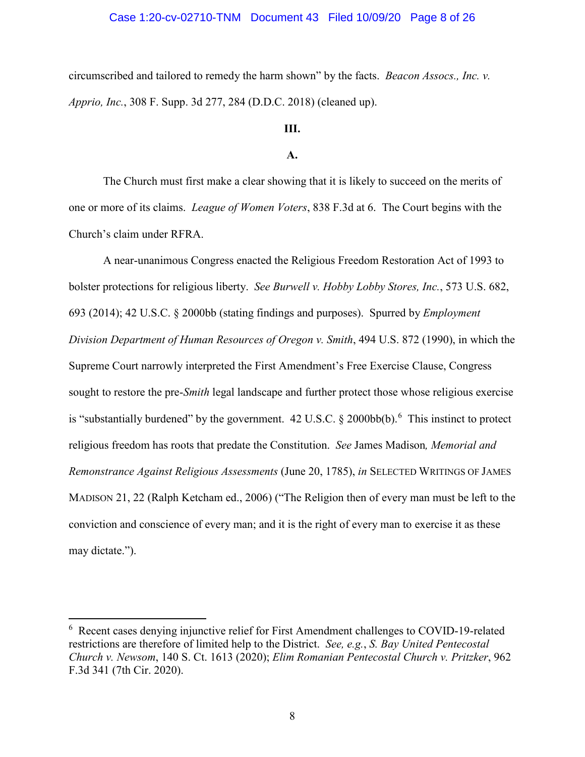circumscribed and tailored to remedy the harm shown" by the facts. *Beacon Assocs., Inc. v. Apprio, Inc.*, 308 F. Supp. 3d 277, 284 (D.D.C. 2018) (cleaned up).

**III.**

**A.**

The Church must first make a clear showing that it is likely to succeed on the merits of one or more of its claims. *League of Women Voters*, 838 F.3d at 6. The Court begins with the Church's claim under RFRA.

A near-unanimous Congress enacted the Religious Freedom Restoration Act of 1993 to bolster protections for religious liberty. *See Burwell v. Hobby Lobby Stores, Inc.*, 573 U.S. 682, 693 (2014); 42 U.S.C. § 2000bb (stating findings and purposes). Spurred by *Employment Division Department of Human Resources of Oregon v. Smith*, 494 U.S. 872 (1990), in which the Supreme Court narrowly interpreted the First Amendment's Free Exercise Clause, Congress sought to restore the pre-*Smith* legal landscape and further protect those whose religious exercise is "substantially burdened" by the government. 42 U.S.C. § 2000bb(b).[6] This instinct to protect religious freedom has roots that predate the Constitution. *See* James Madison*, Memorial and Remonstrance Against Religious Assessments* (June 20, 1785), *in* SELECTED WRITINGS OF JAMES MADISON 21, 22 (Ralph Ketcham ed., 2006) ("The Religion then of every man must be left to the conviction and conscience of every man; and it is the right of every man to exercise it as these may dictate.").

---

[6] Recent cases denying injunctive relief for First Amendment challenges to COVID-19-related restrictions are therefore of limited help to the District. *See, e.g.*, *S. Bay United Pentecostal Church v. Newsom*, 140 S. Ct. 1613 (2020); *Elim Romanian Pentecostal Church v. Pritzker*, 962 F.3d 341 (7th Cir. 2020).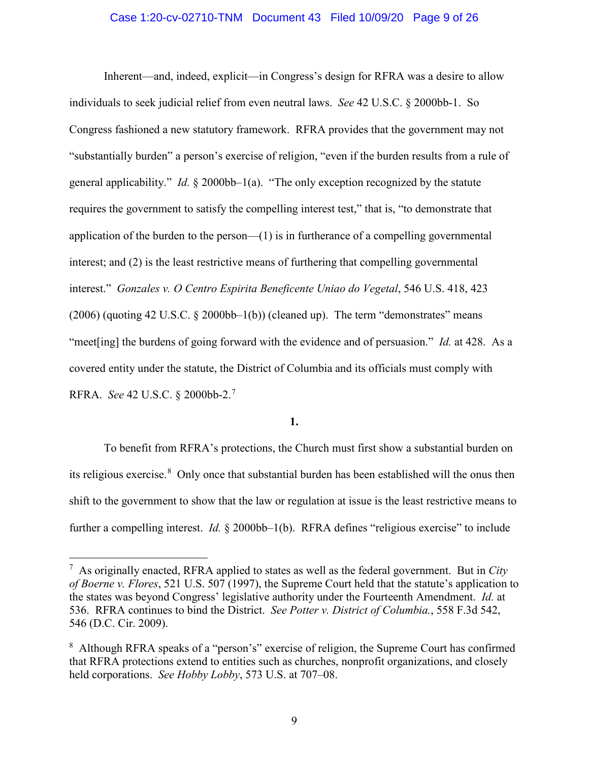Inherent—and, indeed, explicit—in Congress's design for RFRA was a desire to allow individuals to seek judicial relief from even neutral laws. *See* 42 U.S.C. § 2000bb-1. So Congress fashioned a new statutory framework. RFRA provides that the government may not "substantially burden" a person's exercise of religion, "even if the burden results from a rule of general applicability." *Id.* § 2000bb–1(a). "The only exception recognized by the statute requires the government to satisfy the compelling interest test," that is, "to demonstrate that application of the burden to the person—(1) is in furtherance of a compelling governmental interest; and (2) is the least restrictive means of furthering that compelling governmental interest." *Gonzales v. O Centro Espirita Beneficente Uniao do Vegetal*, 546 U.S. 418, 423 (2006) (quoting 42 U.S.C. § 2000bb–1(b)) (cleaned up). The term "demonstrates" means "meet[ing] the burdens of going forward with the evidence and of persuasion." *Id.* at 428. As a covered entity under the statute, the District of Columbia and its officials must comply with RFRA. *See* 42 U.S.C. § 2000bb-2.[7]

**1.**

To benefit from RFRA's protections, the Church must first show a substantial burden on its religious exercise.[8] Only once that substantial burden has been established will the onus then shift to the government to show that the law or regulation at issue is the least restrictive means to further a compelling interest. *Id.* § 2000bb–1(b). RFRA defines "religious exercise" to include

---

[7] As originally enacted, RFRA applied to states as well as the federal government. But in *City of Boerne v. Flores*, 521 U.S. 507 (1997), the Supreme Court held that the statute's application to the states was beyond Congress' legislative authority under the Fourteenth Amendment. *Id.* at 536. RFRA continues to bind the District. *See Potter v. District of Columbia.*, 558 F.3d 542, 546 (D.C. Cir. 2009).

[8] Although RFRA speaks of a "person's" exercise of religion, the Supreme Court has confirmed that RFRA protections extend to entities such as churches, nonprofit organizations, and closely held corporations. *See Hobby Lobby*, 573 U.S. at 707–08.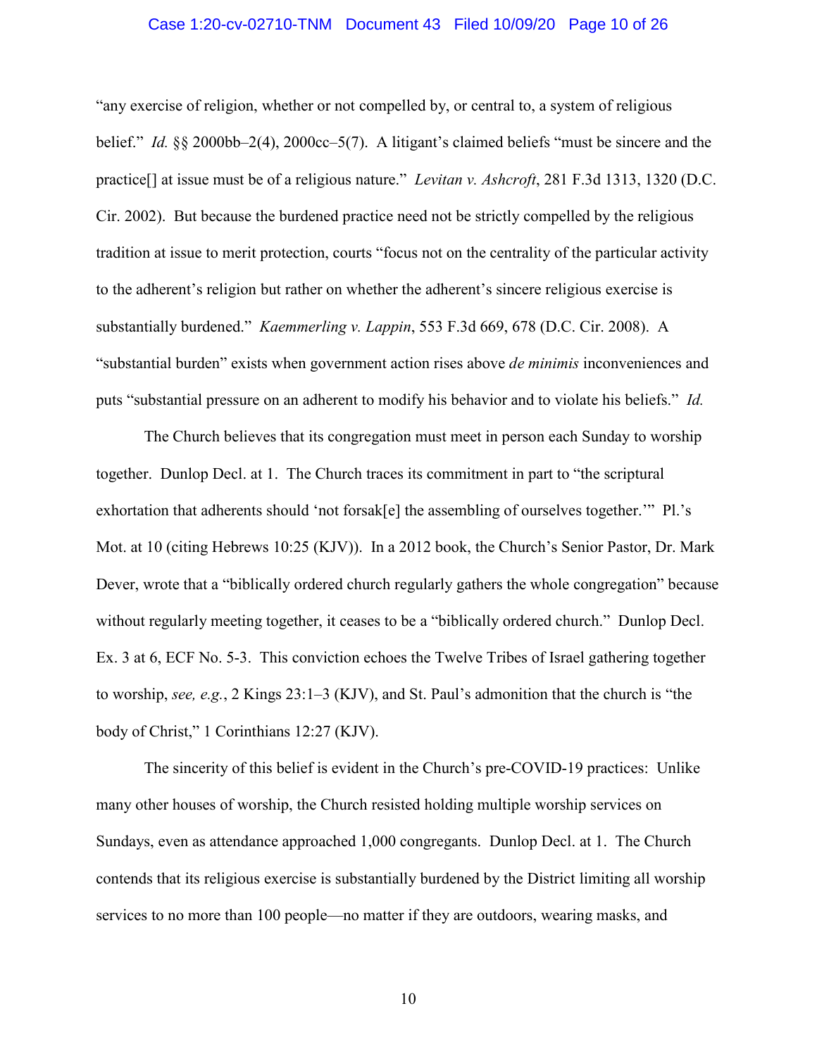"any exercise of religion, whether or not compelled by, or central to, a system of religious belief." *Id.* §§ 2000bb–2(4), 2000cc–5(7). A litigant's claimed beliefs "must be sincere and the practice[] at issue must be of a religious nature." *Levitan v. Ashcroft*, 281 F.3d 1313, 1320 (D.C. Cir. 2002). But because the burdened practice need not be strictly compelled by the religious tradition at issue to merit protection, courts "focus not on the centrality of the particular activity to the adherent's religion but rather on whether the adherent's sincere religious exercise is substantially burdened." *Kaemmerling v. Lappin*, 553 F.3d 669, 678 (D.C. Cir. 2008). A "substantial burden" exists when government action rises above *de minimis* inconveniences and puts "substantial pressure on an adherent to modify his behavior and to violate his beliefs." *Id.*

The Church believes that its congregation must meet in person each Sunday to worship together. Dunlop Decl. at 1. The Church traces its commitment in part to "the scriptural exhortation that adherents should 'not forsak[e] the assembling of ourselves together.'" Pl.'s Mot. at 10 (citing Hebrews 10:25 (KJV)). In a 2012 book, the Church's Senior Pastor, Dr. Mark Dever, wrote that a "biblically ordered church regularly gathers the whole congregation" because without regularly meeting together, it ceases to be a "biblically ordered church." Dunlop Decl. Ex. 3 at 6, ECF No. 5-3. This conviction echoes the Twelve Tribes of Israel gathering together to worship, *see, e.g.*, 2 Kings 23:1–3 (KJV), and St. Paul's admonition that the church is "the body of Christ," 1 Corinthians 12:27 (KJV).

The sincerity of this belief is evident in the Church's pre-COVID-19 practices: Unlike many other houses of worship, the Church resisted holding multiple worship services on Sundays, even as attendance approached 1,000 congregants. Dunlop Decl. at 1. The Church contends that its religious exercise is substantially burdened by the District limiting all worship services to no more than 100 people—no matter if they are outdoors, wearing masks, and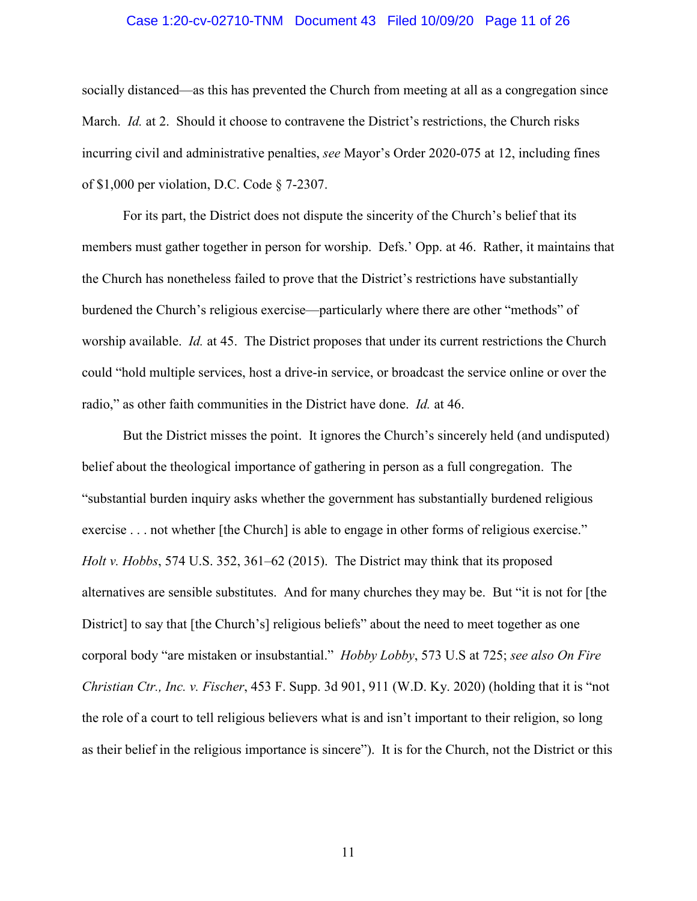socially distanced—as this has prevented the Church from meeting at all as a congregation since March. *Id.* at 2. Should it choose to contravene the District's restrictions, the Church risks incurring civil and administrative penalties, *see* Mayor's Order 2020-075 at 12, including fines of $1,000 per violation, D.C. Code § 7-2307.

For its part, the District does not dispute the sincerity of the Church's belief that its members must gather together in person for worship. Defs.' Opp. at 46. Rather, it maintains that the Church has nonetheless failed to prove that the District's restrictions have substantially burdened the Church's religious exercise—particularly where there are other "methods" of worship available. *Id.* at 45. The District proposes that under its current restrictions the Church could "hold multiple services, host a drive-in service, or broadcast the service online or over the radio," as other faith communities in the District have done. *Id.* at 46.

But the District misses the point. It ignores the Church's sincerely held (and undisputed) belief about the theological importance of gathering in person as a full congregation. The "substantial burden inquiry asks whether the government has substantially burdened religious exercise . . . not whether [the Church] is able to engage in other forms of religious exercise." *Holt v. Hobbs*, 574 U.S. 352, 361–62 (2015). The District may think that its proposed alternatives are sensible substitutes. And for many churches they may be. But "it is not for [the District] to say that [the Church's] religious beliefs" about the need to meet together as one corporal body "are mistaken or insubstantial." *Hobby Lobby*, 573 U.S at 725; *see also On Fire Christian Ctr., Inc. v. Fischer*, 453 F. Supp. 3d 901, 911 (W.D. Ky. 2020) (holding that it is "not the role of a court to tell religious believers what is and isn't important to their religion, so long as their belief in the religious importance is sincere"). It is for the Church, not the District or this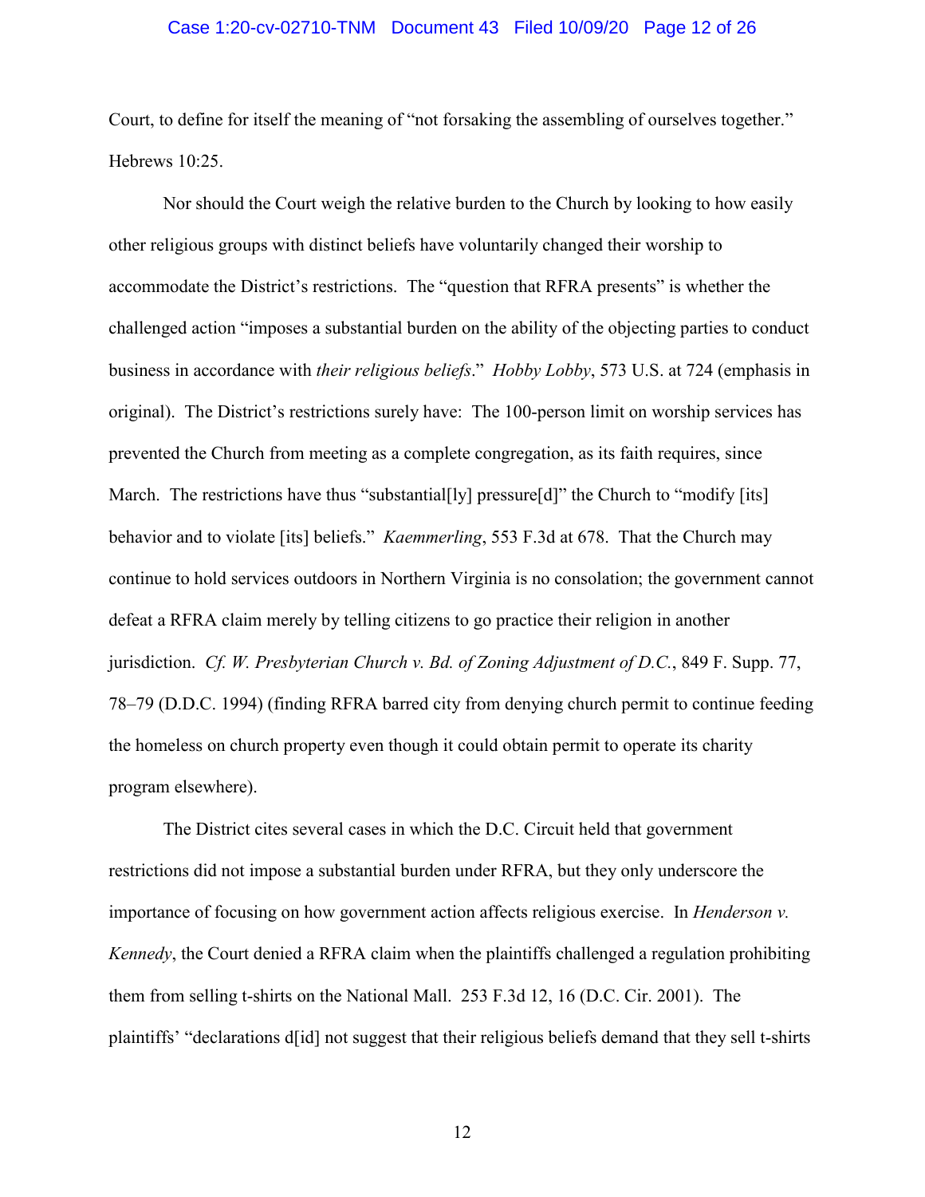Court, to define for itself the meaning of "not forsaking the assembling of ourselves together." Hebrews 10:25.

Nor should the Court weigh the relative burden to the Church by looking to how easily other religious groups with distinct beliefs have voluntarily changed their worship to accommodate the District's restrictions. The "question that RFRA presents" is whether the challenged action "imposes a substantial burden on the ability of the objecting parties to conduct business in accordance with *their religious beliefs*." *Hobby Lobby*, 573 U.S. at 724 (emphasis in original). The District's restrictions surely have: The 100-person limit on worship services has prevented the Church from meeting as a complete congregation, as its faith requires, since March. The restrictions have thus "substantial[ly] pressure[d]" the Church to "modify [its] behavior and to violate [its] beliefs." *Kaemmerling*, 553 F.3d at 678. That the Church may continue to hold services outdoors in Northern Virginia is no consolation; the government cannot defeat a RFRA claim merely by telling citizens to go practice their religion in another jurisdiction. *Cf. W. Presbyterian Church v. Bd. of Zoning Adjustment of D.C.*, 849 F. Supp. 77, 78–79 (D.D.C. 1994) (finding RFRA barred city from denying church permit to continue feeding the homeless on church property even though it could obtain permit to operate its charity program elsewhere).

The District cites several cases in which the D.C. Circuit held that government restrictions did not impose a substantial burden under RFRA, but they only underscore the importance of focusing on how government action affects religious exercise. In *Henderson v. Kennedy*, the Court denied a RFRA claim when the plaintiffs challenged a regulation prohibiting them from selling t-shirts on the National Mall. 253 F.3d 12, 16 (D.C. Cir. 2001). The plaintiffs' "declarations d[id] not suggest that their religious beliefs demand that they sell t-shirts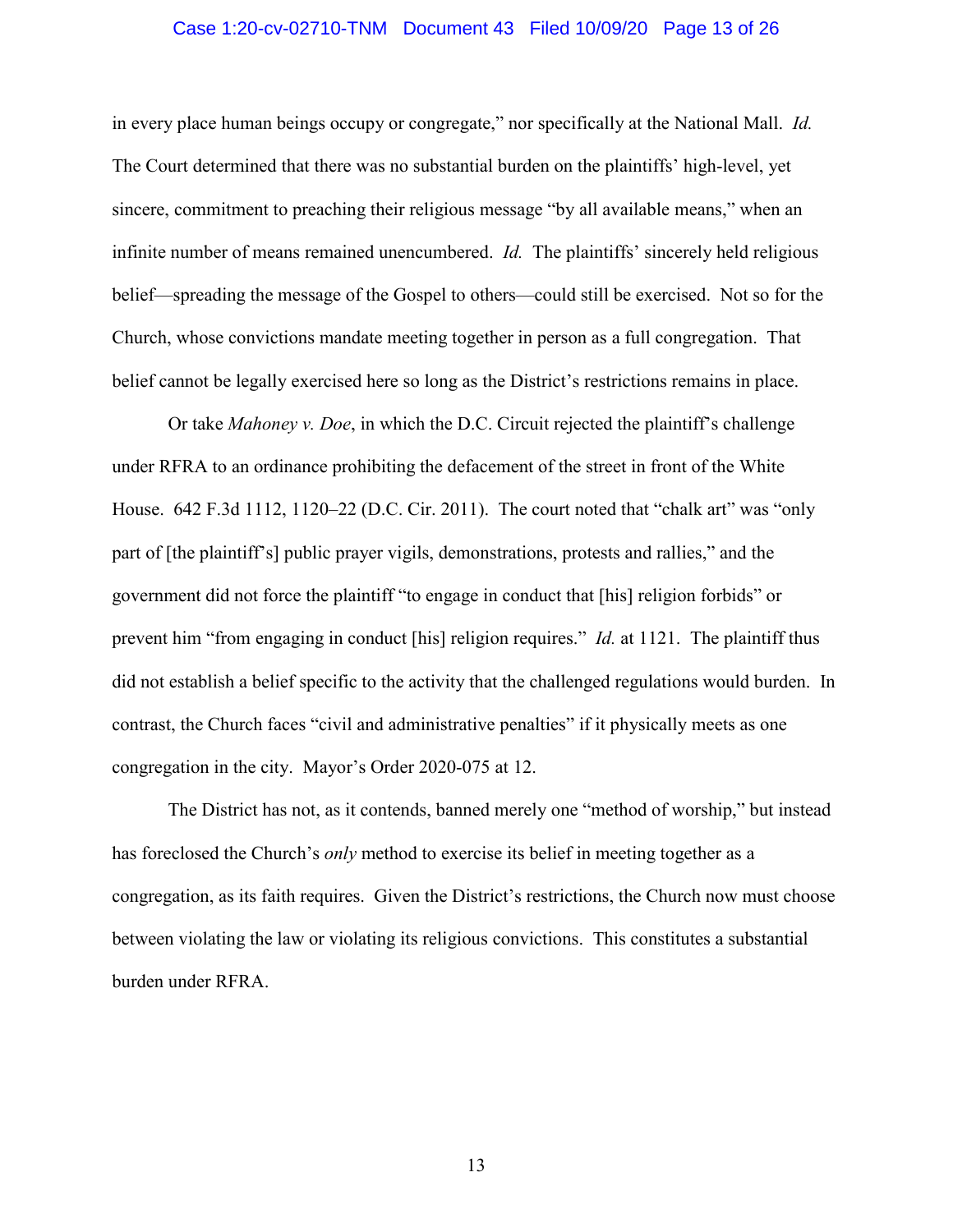in every place human beings occupy or congregate," nor specifically at the National Mall. *Id.* The Court determined that there was no substantial burden on the plaintiffs' high-level, yet sincere, commitment to preaching their religious message "by all available means," when an infinite number of means remained unencumbered. *Id.* The plaintiffs' sincerely held religious belief—spreading the message of the Gospel to others—could still be exercised. Not so for the Church, whose convictions mandate meeting together in person as a full congregation. That belief cannot be legally exercised here so long as the District's restrictions remains in place.

Or take *Mahoney v. Doe*, in which the D.C. Circuit rejected the plaintiff's challenge under RFRA to an ordinance prohibiting the defacement of the street in front of the White House. 642 F.3d 1112, 1120–22 (D.C. Cir. 2011). The court noted that "chalk art" was "only part of [the plaintiff's] public prayer vigils, demonstrations, protests and rallies," and the government did not force the plaintiff "to engage in conduct that [his] religion forbids" or prevent him "from engaging in conduct [his] religion requires." *Id.* at 1121. The plaintiff thus did not establish a belief specific to the activity that the challenged regulations would burden. In contrast, the Church faces "civil and administrative penalties" if it physically meets as one congregation in the city. Mayor's Order 2020-075 at 12.

The District has not, as it contends, banned merely one "method of worship," but instead has foreclosed the Church's *only* method to exercise its belief in meeting together as a congregation, as its faith requires. Given the District's restrictions, the Church now must choose between violating the law or violating its religious convictions. This constitutes a substantial burden under RFRA.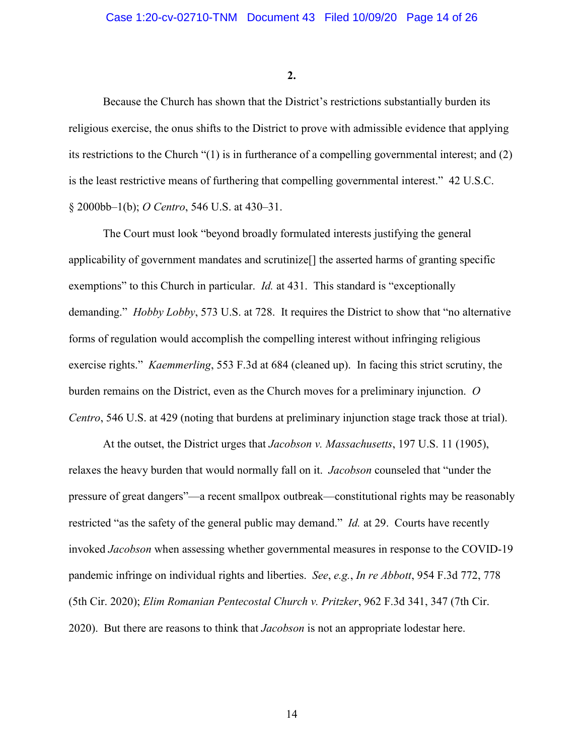**2.**

Because the Church has shown that the District's restrictions substantially burden its religious exercise, the onus shifts to the District to prove with admissible evidence that applying its restrictions to the Church "(1) is in furtherance of a compelling governmental interest; and (2) is the least restrictive means of furthering that compelling governmental interest." 42 U.S.C. § 2000bb–1(b); *O Centro*, 546 U.S. at 430–31.

The Court must look "beyond broadly formulated interests justifying the general applicability of government mandates and scrutinize[] the asserted harms of granting specific exemptions" to this Church in particular. *Id.* at 431. This standard is "exceptionally demanding." *Hobby Lobby*, 573 U.S. at 728. It requires the District to show that "no alternative forms of regulation would accomplish the compelling interest without infringing religious exercise rights." *Kaemmerling*, 553 F.3d at 684 (cleaned up). In facing this strict scrutiny, the burden remains on the District, even as the Church moves for a preliminary injunction. *O Centro*, 546 U.S. at 429 (noting that burdens at preliminary injunction stage track those at trial).

At the outset, the District urges that *Jacobson v. Massachusetts*, 197 U.S. 11 (1905), relaxes the heavy burden that would normally fall on it. *Jacobson* counseled that "under the pressure of great dangers"—a recent smallpox outbreak—constitutional rights may be reasonably restricted "as the safety of the general public may demand." *Id.* at 29. Courts have recently invoked *Jacobson* when assessing whether governmental measures in response to the COVID-19 pandemic infringe on individual rights and liberties. *See*, *e.g.*, *In re Abbott*, 954 F.3d 772, 778 (5th Cir. 2020); *Elim Romanian Pentecostal Church v. Pritzker*, 962 F.3d 341, 347 (7th Cir. 2020). But there are reasons to think that *Jacobson* is not an appropriate lodestar here.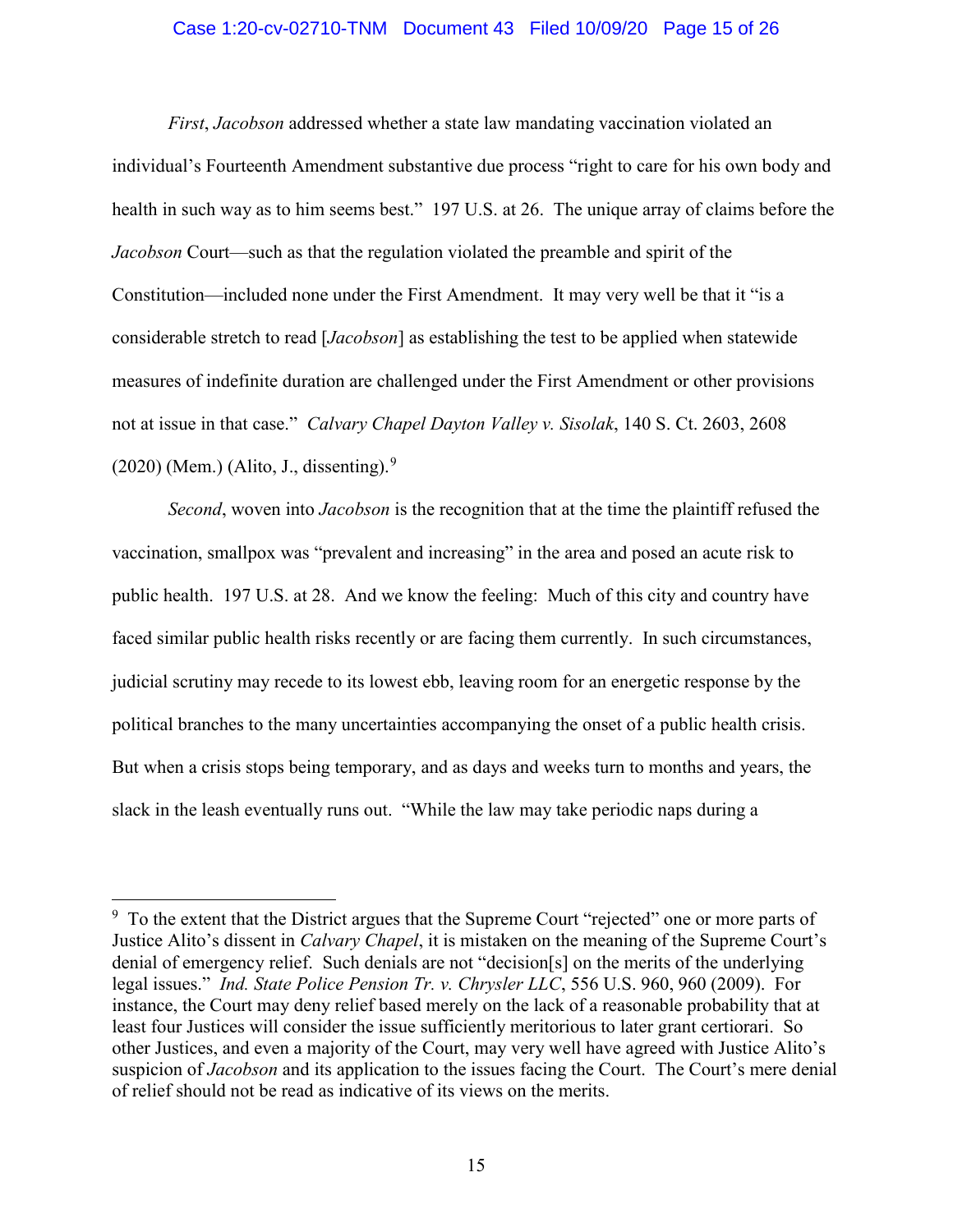*First*, *Jacobson* addressed whether a state law mandating vaccination violated an individual's Fourteenth Amendment substantive due process "right to care for his own body and health in such way as to him seems best." 197 U.S. at 26. The unique array of claims before the *Jacobson* Court—such as that the regulation violated the preamble and spirit of the Constitution—included none under the First Amendment. It may very well be that it "is a considerable stretch to read [*Jacobson*] as establishing the test to be applied when statewide measures of indefinite duration are challenged under the First Amendment or other provisions not at issue in that case." *Calvary Chapel Dayton Valley v. Sisolak*, 140 S. Ct. 2603, 2608 (2020) (Mem.) (Alito, J., dissenting).[9]

*Second*, woven into *Jacobson* is the recognition that at the time the plaintiff refused the vaccination, smallpox was "prevalent and increasing" in the area and posed an acute risk to public health. 197 U.S. at 28. And we know the feeling: Much of this city and country have faced similar public health risks recently or are facing them currently. In such circumstances, judicial scrutiny may recede to its lowest ebb, leaving room for an energetic response by the political branches to the many uncertainties accompanying the onset of a public health crisis. But when a crisis stops being temporary, and as days and weeks turn to months and years, the slack in the leash eventually runs out. "While the law may take periodic naps during a

[9] To the extent that the District argues that the Supreme Court "rejected" one or more parts of Justice Alito's dissent in *Calvary Chapel*, it is mistaken on the meaning of the Supreme Court's denial of emergency relief. Such denials are not "decision[s] on the merits of the underlying legal issues." *Ind. State Police Pension Tr. v. Chrysler LLC*, 556 U.S. 960, 960 (2009). For instance, the Court may deny relief based merely on the lack of a reasonable probability that at least four Justices will consider the issue sufficiently meritorious to later grant certiorari. So other Justices, and even a majority of the Court, may very well have agreed with Justice Alito's suspicion of *Jacobson* and its application to the issues facing the Court. The Court's mere denial of relief should not be read as indicative of its views on the merits.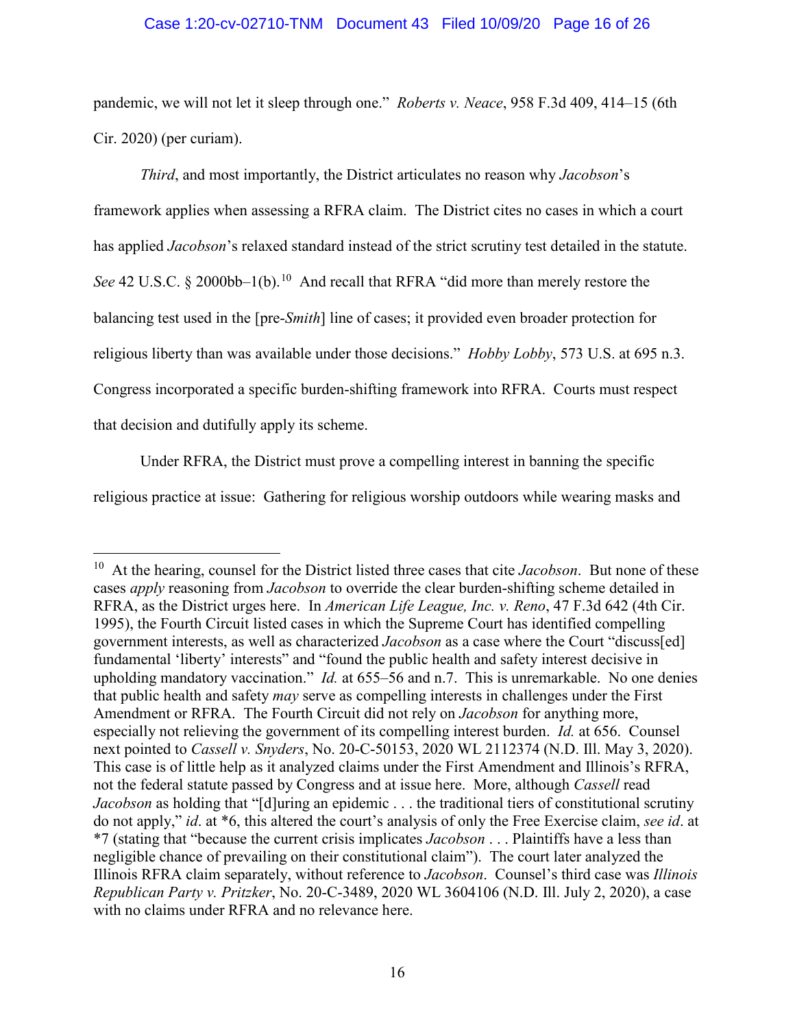pandemic, we will not let it sleep through one." *Roberts v. Neace*, 958 F.3d 409, 414–15 (6th Cir. 2020) (per curiam).

*Third*, and most importantly, the District articulates no reason why *Jacobson*'s framework applies when assessing a RFRA claim. The District cites no cases in which a court has applied *Jacobson*'s relaxed standard instead of the strict scrutiny test detailed in the statute. *See* 42 U.S.C. § 2000bb–1(b).[10] And recall that RFRA "did more than merely restore the balancing test used in the [pre-*Smith*] line of cases; it provided even broader protection for religious liberty than was available under those decisions." *Hobby Lobby*, 573 U.S. at 695 n.3. Congress incorporated a specific burden-shifting framework into RFRA. Courts must respect that decision and dutifully apply its scheme.

Under RFRA, the District must prove a compelling interest in banning the specific religious practice at issue: Gathering for religious worship outdoors while wearing masks and

---

[10] At the hearing, counsel for the District listed three cases that cite *Jacobson*. But none of these cases *apply* reasoning from *Jacobson* to override the clear burden-shifting scheme detailed in RFRA, as the District urges here. In *American Life League, Inc. v. Reno*, 47 F.3d 642 (4th Cir. 1995), the Fourth Circuit listed cases in which the Supreme Court has identified compelling government interests, as well as characterized *Jacobson* as a case where the Court "discuss[ed] fundamental 'liberty' interests" and "found the public health and safety interest decisive in upholding mandatory vaccination." *Id.* at 655–56 and n.7. This is unremarkable. No one denies that public health and safety *may* serve as compelling interests in challenges under the First Amendment or RFRA. The Fourth Circuit did not rely on *Jacobson* for anything more, especially not relieving the government of its compelling interest burden. *Id.* at 656. Counsel next pointed to *Cassell v. Snyders*, No. 20-C-50153, 2020 WL 2112374 (N.D. Ill. May 3, 2020). This case is of little help as it analyzed claims under the First Amendment and Illinois's RFRA, not the federal statute passed by Congress and at issue here. More, although *Cassell* read *Jacobson* as holding that "[d]uring an epidemic . . . the traditional tiers of constitutional scrutiny do not apply," *id*. at \*6, this altered the court's analysis of only the Free Exercise claim, *see id*. at \*7 (stating that "because the current crisis implicates *Jacobson* . . . Plaintiffs have a less than negligible chance of prevailing on their constitutional claim"). The court later analyzed the Illinois RFRA claim separately, without reference to *Jacobson*. Counsel's third case was *Illinois Republican Party v. Pritzker*, No. 20-C-3489, 2020 WL 3604106 (N.D. Ill. July 2, 2020), a case with no claims under RFRA and no relevance here.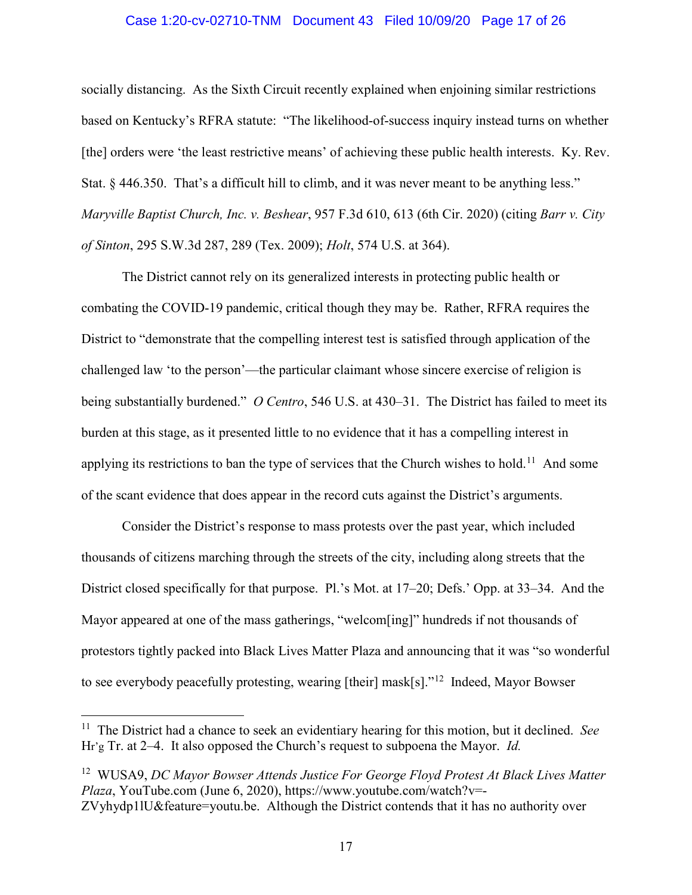socially distancing. As the Sixth Circuit recently explained when enjoining similar restrictions based on Kentucky's RFRA statute: "The likelihood-of-success inquiry instead turns on whether [the] orders were 'the least restrictive means' of achieving these public health interests. Ky. Rev. Stat. § 446.350. That's a difficult hill to climb, and it was never meant to be anything less." *Maryville Baptist Church, Inc. v. Beshear*, 957 F.3d 610, 613 (6th Cir. 2020) (citing *Barr v. City of Sinton*, 295 S.W.3d 287, 289 (Tex. 2009); *Holt*, 574 U.S. at 364).

The District cannot rely on its generalized interests in protecting public health or combating the COVID-19 pandemic, critical though they may be. Rather, RFRA requires the District to "demonstrate that the compelling interest test is satisfied through application of the challenged law 'to the person'—the particular claimant whose sincere exercise of religion is being substantially burdened." *O Centro*, 546 U.S. at 430–31. The District has failed to meet its burden at this stage, as it presented little to no evidence that it has a compelling interest in applying its restrictions to ban the type of services that the Church wishes to hold.[11] And some of the scant evidence that does appear in the record cuts against the District's arguments.

Consider the District's response to mass protests over the past year, which included thousands of citizens marching through the streets of the city, including along streets that the District closed specifically for that purpose. Pl.'s Mot. at 17–20; Defs.' Opp. at 33–34. And the Mayor appeared at one of the mass gatherings, "welcom[ing]" hundreds if not thousands of protestors tightly packed into Black Lives Matter Plaza and announcing that it was "so wonderful to see everybody peacefully protesting, wearing [their] mask[s]."[12] Indeed, Mayor Bowser

---

[11] The District had a chance to seek an evidentiary hearing for this motion, but it declined. *See* Hr'g Tr. at 2–4. It also opposed the Church's request to subpoena the Mayor. *Id.*

[12] WUSA9, *DC Mayor Bowser Attends Justice For George Floyd Protest At Black Lives Matter Plaza*, YouTube.com (June 6, 2020), https://www.youtube.com/watch?v=-ZVyhydp1lU&feature=youtu.be. Although the District contends that it has no authority over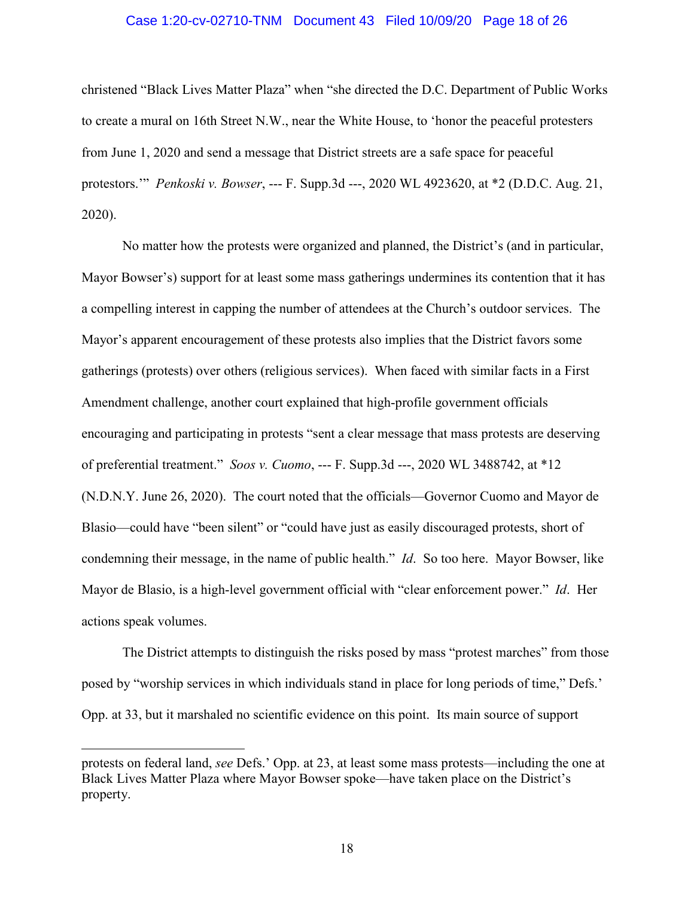christened "Black Lives Matter Plaza" when "she directed the D.C. Department of Public Works to create a mural on 16th Street N.W., near the White House, to 'honor the peaceful protesters from June 1, 2020 and send a message that District streets are a safe space for peaceful protestors.'" *Penkoski v. Bowser*, --- F. Supp.3d ---, 2020 WL 4923620, at *2 (D.D.C. Aug. 21, 2020).

No matter how the protests were organized and planned, the District's (and in particular, Mayor Bowser's) support for at least some mass gatherings undermines its contention that it has a compelling interest in capping the number of attendees at the Church's outdoor services. The Mayor's apparent encouragement of these protests also implies that the District favors some gatherings (protests) over others (religious services). When faced with similar facts in a First Amendment challenge, another court explained that high-profile government officials encouraging and participating in protests "sent a clear message that mass protests are deserving of preferential treatment." *Soos v. Cuomo*, --- F. Supp.3d ---, 2020 WL 3488742, at *12 (N.D.N.Y. June 26, 2020). The court noted that the officials—Governor Cuomo and Mayor de Blasio—could have "been silent" or "could have just as easily discouraged protests, short of condemning their message, in the name of public health." *Id*. So too here. Mayor Bowser, like Mayor de Blasio, is a high-level government official with "clear enforcement power." *Id*. Her actions speak volumes.

The District attempts to distinguish the risks posed by mass "protest marches" from those posed by "worship services in which individuals stand in place for long periods of time," Defs.' Opp. at 33, but it marshaled no scientific evidence on this point. Its main source of support

---

protests on federal land, *see* Defs.' Opp. at 23, at least some mass protests—including the one at Black Lives Matter Plaza where Mayor Bowser spoke—have taken place on the District's property.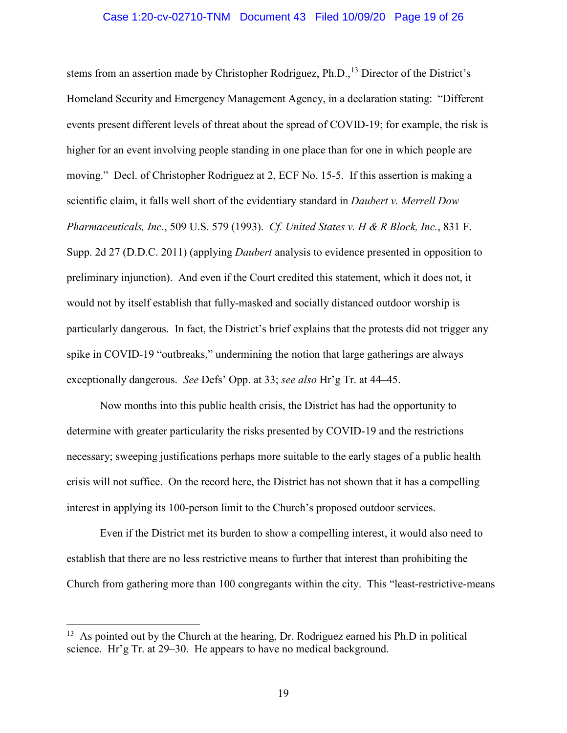stems from an assertion made by Christopher Rodriguez, Ph.D.,[13] Director of the District's Homeland Security and Emergency Management Agency, in a declaration stating: "Different events present different levels of threat about the spread of COVID-19; for example, the risk is higher for an event involving people standing in one place than for one in which people are moving." Decl. of Christopher Rodriguez at 2, ECF No. 15-5. If this assertion is making a scientific claim, it falls well short of the evidentiary standard in *Daubert v. Merrell Dow Pharmaceuticals, Inc.*, 509 U.S. 579 (1993). *Cf. United States v. H & R Block, Inc.*, 831 F. Supp. 2d 27 (D.D.C. 2011) (applying *Daubert* analysis to evidence presented in opposition to preliminary injunction). And even if the Court credited this statement, which it does not, it would not by itself establish that fully-masked and socially distanced outdoor worship is particularly dangerous. In fact, the District's brief explains that the protests did not trigger any spike in COVID-19 "outbreaks," undermining the notion that large gatherings are always exceptionally dangerous. *See* Defs' Opp. at 33; *see also* Hr'g Tr. at 44–45.

Now months into this public health crisis, the District has had the opportunity to determine with greater particularity the risks presented by COVID-19 and the restrictions necessary; sweeping justifications perhaps more suitable to the early stages of a public health crisis will not suffice. On the record here, the District has not shown that it has a compelling interest in applying its 100-person limit to the Church's proposed outdoor services.

Even if the District met its burden to show a compelling interest, it would also need to establish that there are no less restrictive means to further that interest than prohibiting the Church from gathering more than 100 congregants within the city. This "least-restrictive-means

---

[13] As pointed out by the Church at the hearing, Dr. Rodriguez earned his Ph.D in political science. Hr'g Tr. at 29–30. He appears to have no medical background.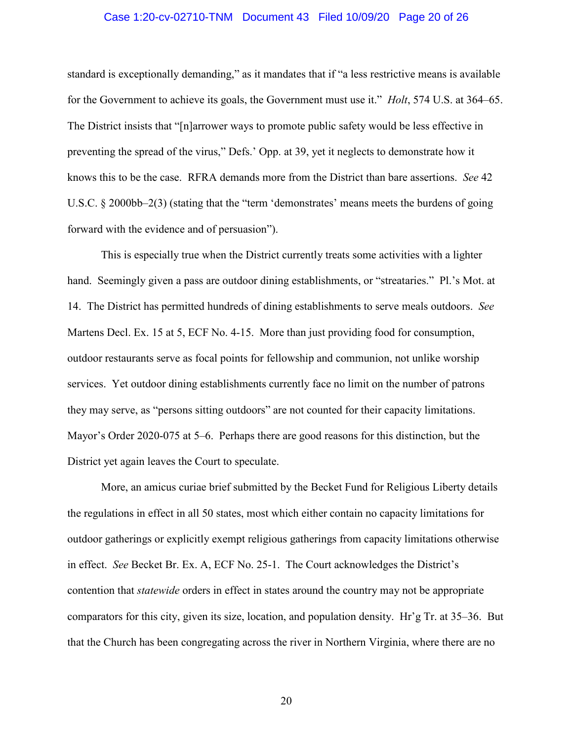standard is exceptionally demanding," as it mandates that if "a less restrictive means is available for the Government to achieve its goals, the Government must use it." *Holt*, 574 U.S. at 364–65. The District insists that "[n]arrower ways to promote public safety would be less effective in preventing the spread of the virus," Defs.' Opp. at 39, yet it neglects to demonstrate how it knows this to be the case. RFRA demands more from the District than bare assertions. *See* 42 U.S.C. § 2000bb–2(3) (stating that the "term 'demonstrates' means meets the burdens of going forward with the evidence and of persuasion").

This is especially true when the District currently treats some activities with a lighter hand. Seemingly given a pass are outdoor dining establishments, or "streataries." Pl.'s Mot. at 14. The District has permitted hundreds of dining establishments to serve meals outdoors. *See* Martens Decl. Ex. 15 at 5, ECF No. 4-15. More than just providing food for consumption, outdoor restaurants serve as focal points for fellowship and communion, not unlike worship services. Yet outdoor dining establishments currently face no limit on the number of patrons they may serve, as "persons sitting outdoors" are not counted for their capacity limitations. Mayor's Order 2020-075 at 5–6. Perhaps there are good reasons for this distinction, but the District yet again leaves the Court to speculate.

More, an amicus curiae brief submitted by the Becket Fund for Religious Liberty details the regulations in effect in all 50 states, most which either contain no capacity limitations for outdoor gatherings or explicitly exempt religious gatherings from capacity limitations otherwise in effect. *See* Becket Br. Ex. A, ECF No. 25-1. The Court acknowledges the District's contention that *statewide* orders in effect in states around the country may not be appropriate comparators for this city, given its size, location, and population density. Hr'g Tr. at 35–36. But that the Church has been congregating across the river in Northern Virginia, where there are no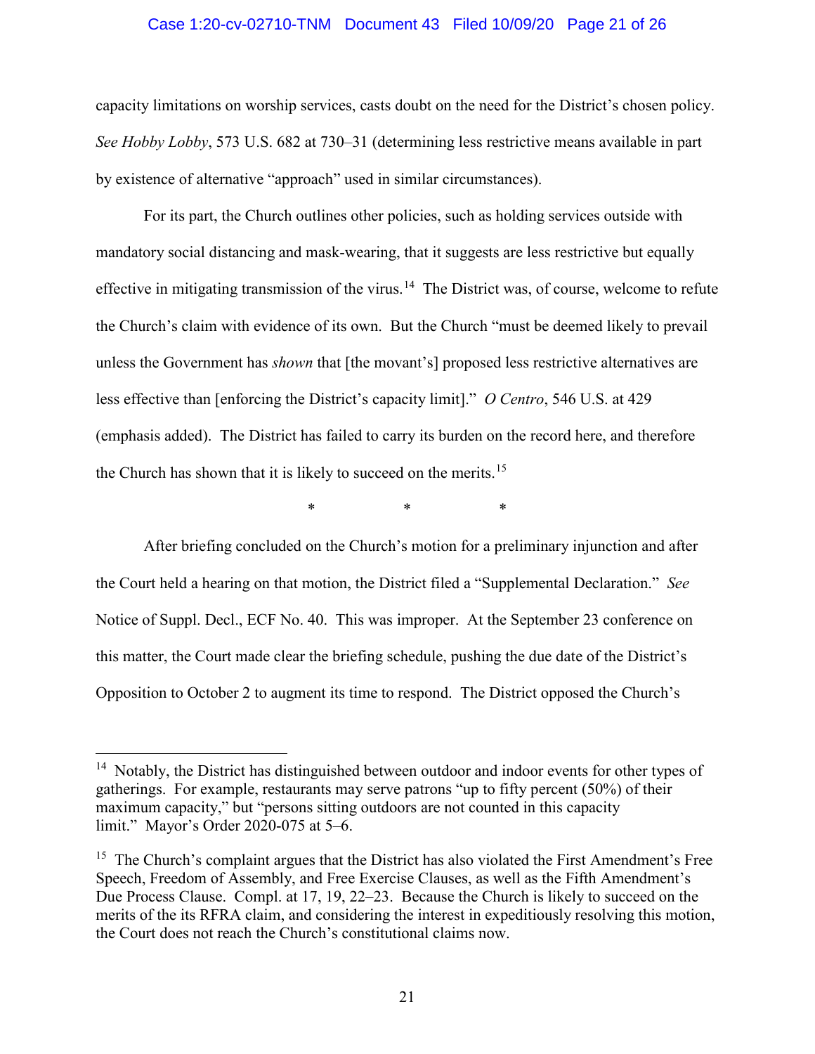capacity limitations on worship services, casts doubt on the need for the District's chosen policy. *See Hobby Lobby*, 573 U.S. 682 at 730–31 (determining less restrictive means available in part by existence of alternative "approach" used in similar circumstances).

For its part, the Church outlines other policies, such as holding services outside with mandatory social distancing and mask-wearing, that it suggests are less restrictive but equally effective in mitigating transmission of the virus.[14] The District was, of course, welcome to refute the Church's claim with evidence of its own. But the Church "must be deemed likely to prevail unless the Government has *shown* that [the movant's] proposed less restrictive alternatives are less effective than [enforcing the District's capacity limit]." *O Centro*, 546 U.S. at 429 (emphasis added). The District has failed to carry its burden on the record here, and therefore the Church has shown that it is likely to succeed on the merits.[15]

\*            \*            \*

After briefing concluded on the Church's motion for a preliminary injunction and after the Court held a hearing on that motion, the District filed a "Supplemental Declaration." *See* Notice of Suppl. Decl., ECF No. 40. This was improper. At the September 23 conference on this matter, the Court made clear the briefing schedule, pushing the due date of the District's Opposition to October 2 to augment its time to respond. The District opposed the Church's

---

[14] Notably, the District has distinguished between outdoor and indoor events for other types of gatherings. For example, restaurants may serve patrons "up to fifty percent (50%) of their maximum capacity," but "persons sitting outdoors are not counted in this capacity limit." Mayor's Order 2020-075 at 5–6.

[15] The Church's complaint argues that the District has also violated the First Amendment's Free Speech, Freedom of Assembly, and Free Exercise Clauses, as well as the Fifth Amendment's Due Process Clause. Compl. at 17, 19, 22–23. Because the Church is likely to succeed on the merits of the its RFRA claim, and considering the interest in expeditiously resolving this motion, the Court does not reach the Church's constitutional claims now.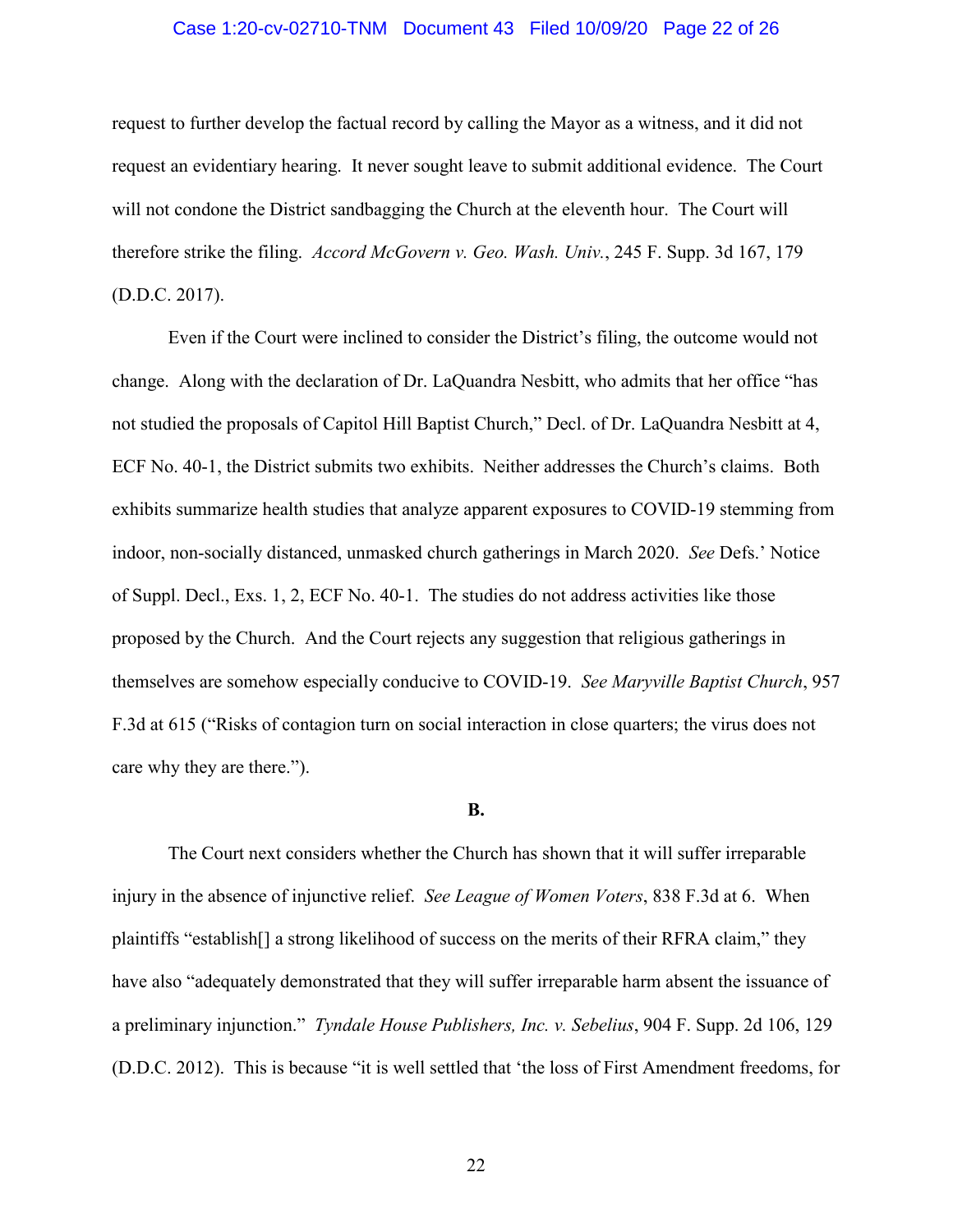request to further develop the factual record by calling the Mayor as a witness, and it did not request an evidentiary hearing. It never sought leave to submit additional evidence. The Court will not condone the District sandbagging the Church at the eleventh hour. The Court will therefore strike the filing. *Accord McGovern v. Geo. Wash. Univ.*, 245 F. Supp. 3d 167, 179 (D.D.C. 2017).

Even if the Court were inclined to consider the District's filing, the outcome would not change. Along with the declaration of Dr. LaQuandra Nesbitt, who admits that her office "has not studied the proposals of Capitol Hill Baptist Church," Decl. of Dr. LaQuandra Nesbitt at 4, ECF No. 40-1, the District submits two exhibits. Neither addresses the Church's claims. Both exhibits summarize health studies that analyze apparent exposures to COVID-19 stemming from indoor, non-socially distanced, unmasked church gatherings in March 2020. *See* Defs.' Notice of Suppl. Decl., Exs. 1, 2, ECF No. 40-1. The studies do not address activities like those proposed by the Church. And the Court rejects any suggestion that religious gatherings in themselves are somehow especially conducive to COVID-19. *See Maryville Baptist Church*, 957 F.3d at 615 ("Risks of contagion turn on social interaction in close quarters; the virus does not care why they are there.").

**B.**

The Court next considers whether the Church has shown that it will suffer irreparable injury in the absence of injunctive relief. *See League of Women Voters*, 838 F.3d at 6. When plaintiffs "establish[] a strong likelihood of success on the merits of their RFRA claim," they have also "adequately demonstrated that they will suffer irreparable harm absent the issuance of a preliminary injunction." *Tyndale House Publishers, Inc. v. Sebelius*, 904 F. Supp. 2d 106, 129 (D.D.C. 2012). This is because "it is well settled that 'the loss of First Amendment freedoms, for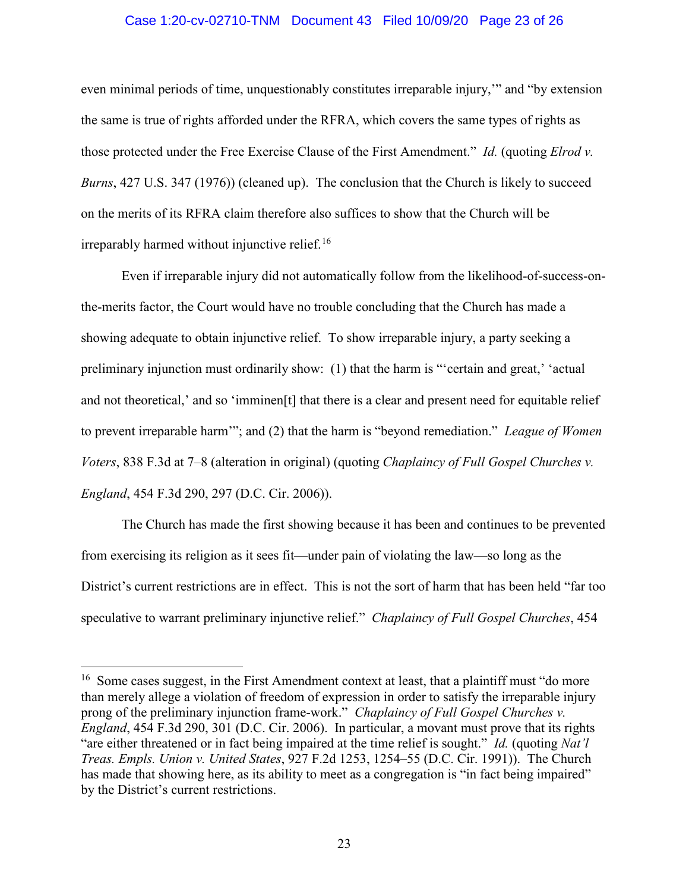even minimal periods of time, unquestionably constitutes irreparable injury,'" and "by extension the same is true of rights afforded under the RFRA, which covers the same types of rights as those protected under the Free Exercise Clause of the First Amendment." *Id.* (quoting *Elrod v. Burns*, 427 U.S. 347 (1976)) (cleaned up). The conclusion that the Church is likely to succeed on the merits of its RFRA claim therefore also suffices to show that the Church will be irreparably harmed without injunctive relief.[16]

Even if irreparable injury did not automatically follow from the likelihood-of-success-on-the-merits factor, the Court would have no trouble concluding that the Church has made a showing adequate to obtain injunctive relief. To show irreparable injury, a party seeking a preliminary injunction must ordinarily show: (1) that the harm is "'certain and great,' 'actual and not theoretical,' and so 'imminen[t] that there is a clear and present need for equitable relief to prevent irreparable harm'"; and (2) that the harm is "beyond remediation." *League of Women Voters*, 838 F.3d at 7–8 (alteration in original) (quoting *Chaplaincy of Full Gospel Churches v. England*, 454 F.3d 290, 297 (D.C. Cir. 2006)).

The Church has made the first showing because it has been and continues to be prevented from exercising its religion as it sees fit—under pain of violating the law—so long as the District's current restrictions are in effect. This is not the sort of harm that has been held "far too speculative to warrant preliminary injunctive relief." *Chaplaincy of Full Gospel Churches*, 454

---

[16] Some cases suggest, in the First Amendment context at least, that a plaintiff must "do more than merely allege a violation of freedom of expression in order to satisfy the irreparable injury prong of the preliminary injunction frame-work." *Chaplaincy of Full Gospel Churches v. England*, 454 F.3d 290, 301 (D.C. Cir. 2006). In particular, a movant must prove that its rights "are either threatened or in fact being impaired at the time relief is sought." *Id.* (quoting *Nat'l Treas. Empls. Union v. United States*, 927 F.2d 1253, 1254–55 (D.C. Cir. 1991)). The Church has made that showing here, as its ability to meet as a congregation is "in fact being impaired" by the District's current restrictions.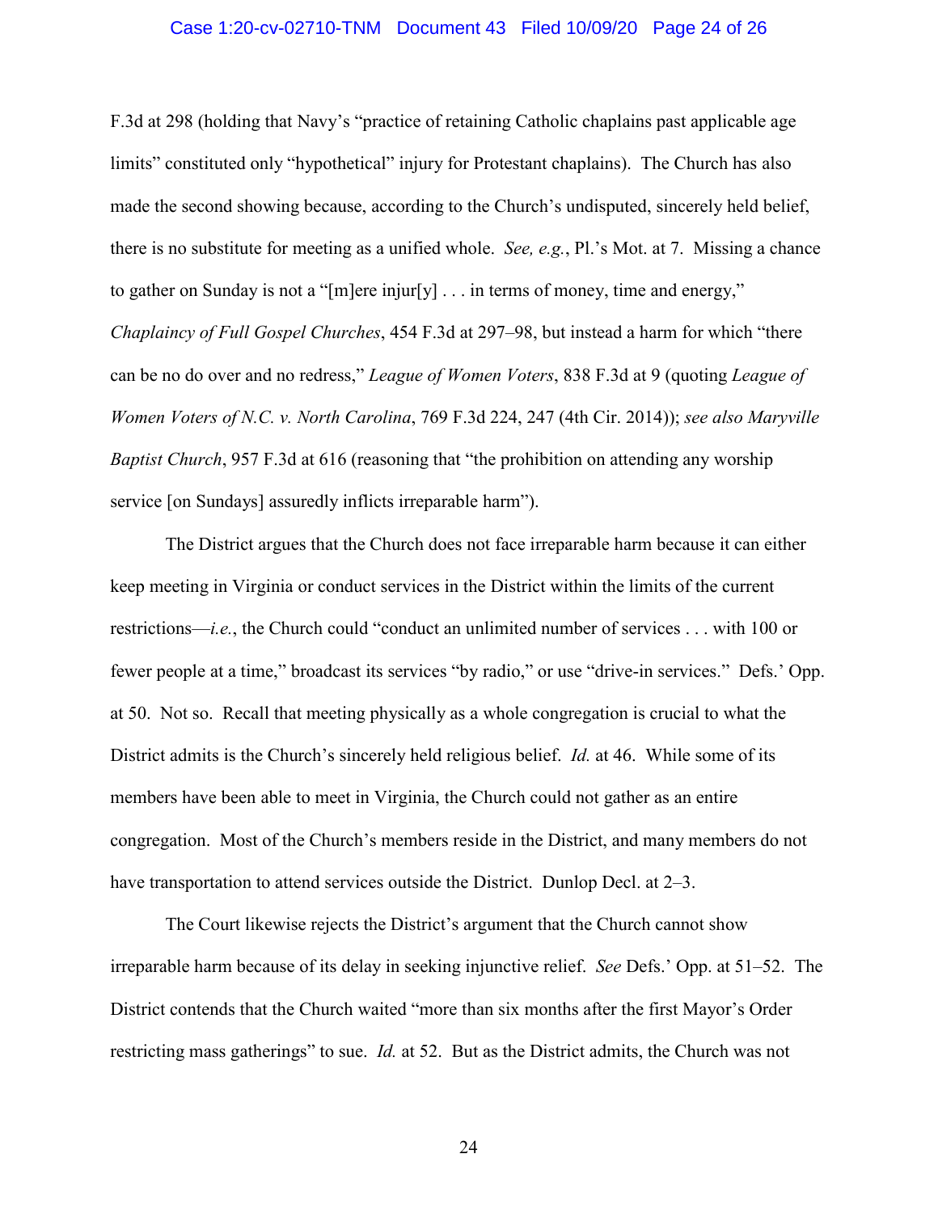F.3d at 298 (holding that Navy's "practice of retaining Catholic chaplains past applicable age limits" constituted only "hypothetical" injury for Protestant chaplains). The Church has also made the second showing because, according to the Church's undisputed, sincerely held belief, there is no substitute for meeting as a unified whole. *See, e.g.*, Pl.'s Mot. at 7. Missing a chance to gather on Sunday is not a "[m]ere injur[y] . . . in terms of money, time and energy," *Chaplaincy of Full Gospel Churches*, 454 F.3d at 297–98, but instead a harm for which "there can be no do over and no redress," *League of Women Voters*, 838 F.3d at 9 (quoting *League of Women Voters of N.C. v. North Carolina*, 769 F.3d 224, 247 (4th Cir. 2014)); *see also Maryville Baptist Church*, 957 F.3d at 616 (reasoning that "the prohibition on attending any worship service [on Sundays] assuredly inflicts irreparable harm").

The District argues that the Church does not face irreparable harm because it can either keep meeting in Virginia or conduct services in the District within the limits of the current restrictions—*i.e.*, the Church could "conduct an unlimited number of services . . . with 100 or fewer people at a time," broadcast its services "by radio," or use "drive-in services." Defs.' Opp. at 50. Not so. Recall that meeting physically as a whole congregation is crucial to what the District admits is the Church's sincerely held religious belief. *Id.* at 46. While some of its members have been able to meet in Virginia, the Church could not gather as an entire congregation. Most of the Church's members reside in the District, and many members do not have transportation to attend services outside the District. Dunlop Decl. at 2–3.

The Court likewise rejects the District's argument that the Church cannot show irreparable harm because of its delay in seeking injunctive relief. *See* Defs.' Opp. at 51–52. The District contends that the Church waited "more than six months after the first Mayor's Order restricting mass gatherings" to sue. *Id.* at 52. But as the District admits, the Church was not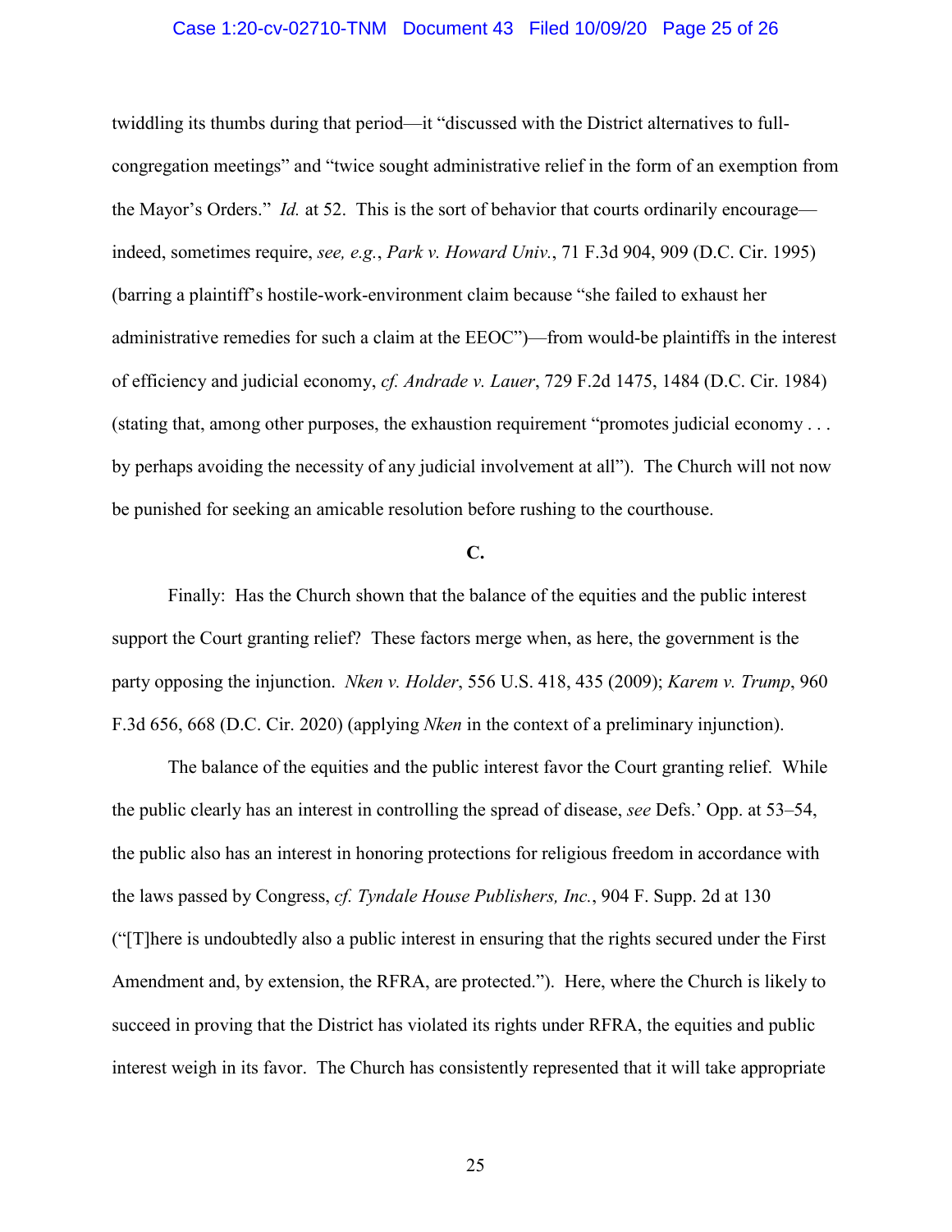twiddling its thumbs during that period—it "discussed with the District alternatives to full-congregation meetings" and "twice sought administrative relief in the form of an exemption from the Mayor's Orders." *Id.* at 52. This is the sort of behavior that courts ordinarily encourage—indeed, sometimes require, *see, e.g.*, *Park v. Howard Univ.*, 71 F.3d 904, 909 (D.C. Cir. 1995) (barring a plaintiff's hostile-work-environment claim because "she failed to exhaust her administrative remedies for such a claim at the EEOC")—from would-be plaintiffs in the interest of efficiency and judicial economy, *cf. Andrade v. Lauer*, 729 F.2d 1475, 1484 (D.C. Cir. 1984) (stating that, among other purposes, the exhaustion requirement "promotes judicial economy . . . by perhaps avoiding the necessity of any judicial involvement at all"). The Church will not now be punished for seeking an amicable resolution before rushing to the courthouse.

**C.**

Finally: Has the Church shown that the balance of the equities and the public interest support the Court granting relief? These factors merge when, as here, the government is the party opposing the injunction. *Nken v. Holder*, 556 U.S. 418, 435 (2009); *Karem v. Trump*, 960 F.3d 656, 668 (D.C. Cir. 2020) (applying *Nken* in the context of a preliminary injunction).

The balance of the equities and the public interest favor the Court granting relief. While the public clearly has an interest in controlling the spread of disease, *see* Defs.' Opp. at 53–54, the public also has an interest in honoring protections for religious freedom in accordance with the laws passed by Congress, *cf. Tyndale House Publishers, Inc.*, 904 F. Supp. 2d at 130 ("[T]here is undoubtedly also a public interest in ensuring that the rights secured under the First Amendment and, by extension, the RFRA, are protected."). Here, where the Church is likely to succeed in proving that the District has violated its rights under RFRA, the equities and public interest weigh in its favor. The Church has consistently represented that it will take appropriate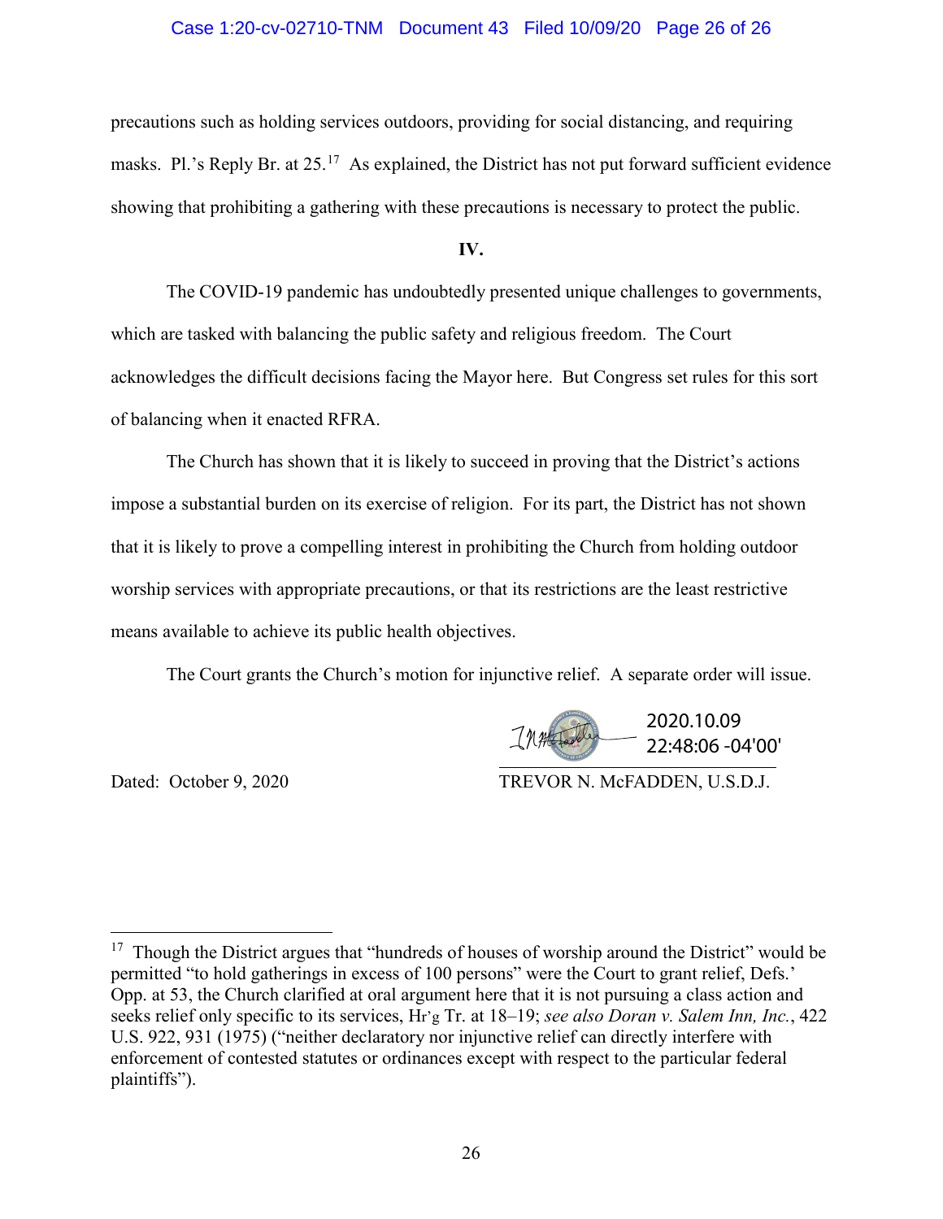precautions such as holding services outdoors, providing for social distancing, and requiring masks. Pl.'s Reply Br. at 25.[17] As explained, the District has not put forward sufficient evidence showing that prohibiting a gathering with these precautions is necessary to protect the public.

## IV.

The COVID-19 pandemic has undoubtedly presented unique challenges to governments, which are tasked with balancing the public safety and religious freedom. The Court acknowledges the difficult decisions facing the Mayor here. But Congress set rules for this sort of balancing when it enacted RFRA.

The Church has shown that it is likely to succeed in proving that the District's actions impose a substantial burden on its exercise of religion. For its part, the District has not shown that it is likely to prove a compelling interest in prohibiting the Church from holding outdoor worship services with appropriate precautions, or that its restrictions are the least restrictive means available to achieve its public health objectives.

The Court grants the Church's motion for injunctive relief. A separate order will issue.

2020.10.09
22:48:06 -04'00'

Dated: October 9, 2020

TREVOR N. McFADDEN, U.S.D.J.

---

[17] Though the District argues that "hundreds of houses of worship around the District" would be permitted "to hold gatherings in excess of 100 persons" were the Court to grant relief, Defs.' Opp. at 53, the Church clarified at oral argument here that it is not pursuing a class action and seeks relief only specific to its services, Hr'g Tr. at 18–19; *see also Doran v. Salem Inn, Inc.*, 422 U.S. 922, 931 (1975) ("neither declaratory nor injunctive relief can directly interfere with enforcement of contested statutes or ordinances except with respect to the particular federal plaintiffs").